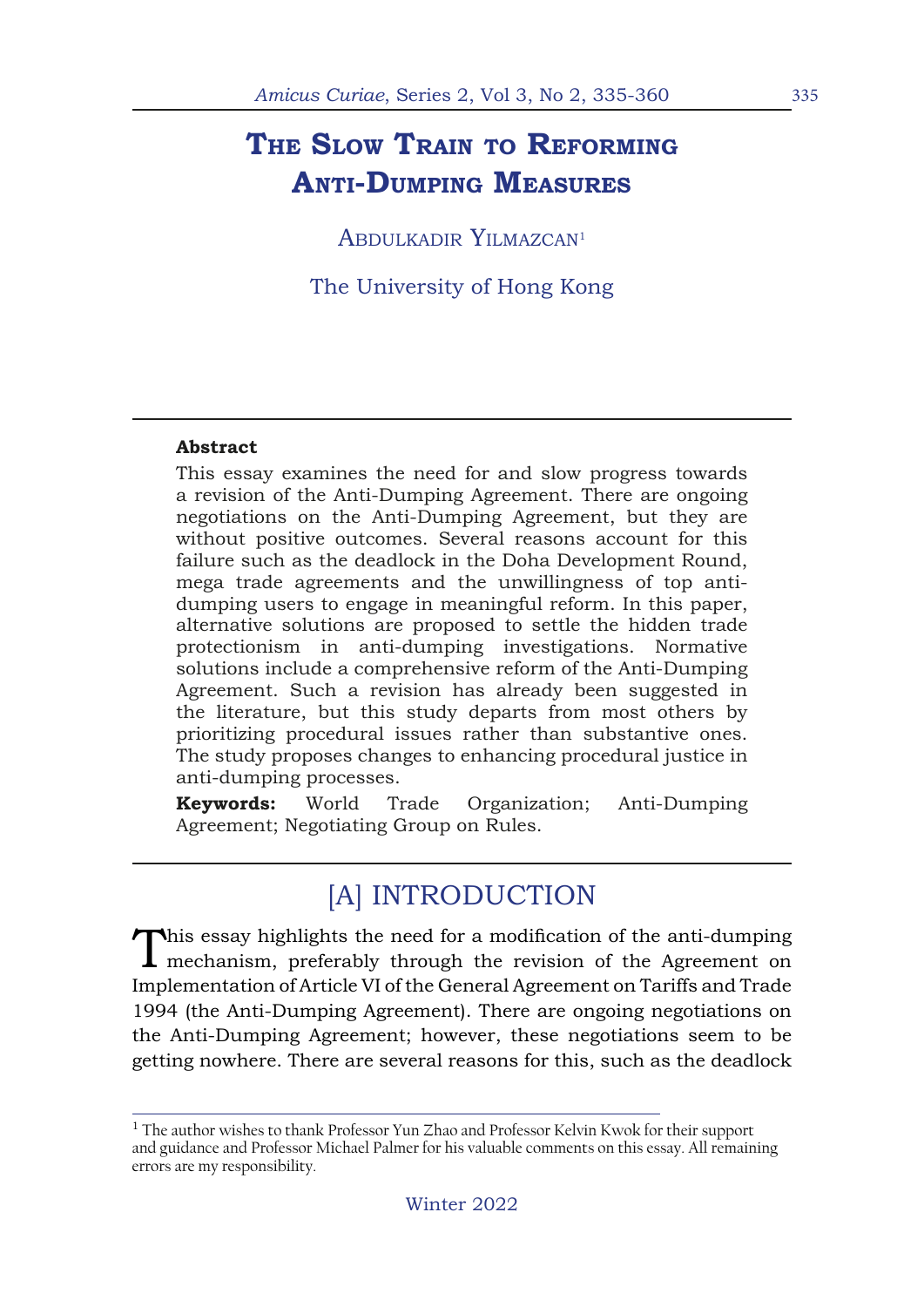# The Slow Train to Reforming Anti-Dumping Measures

Abdulkadir Yilmazcan[1]

The University of Hong Kong

**Abstract**

This essay examines the need for and slow progress towards a revision of the Anti-Dumping Agreement. There are ongoing negotiations on the Anti-Dumping Agreement, but they are without positive outcomes. Several reasons account for this failure such as the deadlock in the Doha Development Round, mega trade agreements and the unwillingness of top anti-dumping users to engage in meaningful reform. In this paper, alternative solutions are proposed to settle the hidden trade protectionism in anti-dumping investigations. Normative solutions include a comprehensive reform of the Anti-Dumping Agreement. Such a revision has already been suggested in the literature, but this study departs from most others by prioritizing procedural issues rather than substantive ones. The study proposes changes to enhancing procedural justice in anti-dumping processes.

**Keywords:** World Trade Organization; Anti-Dumping Agreement; Negotiating Group on Rules.

## [A] INTRODUCTION

This essay highlights the need for a modification of the anti-dumping mechanism, preferably through the revision of the Agreement on Implementation of Article VI of the General Agreement on Tariffs and Trade 1994 (the Anti-Dumping Agreement). There are ongoing negotiations on the Anti-Dumping Agreement; however, these negotiations seem to be getting nowhere. There are several reasons for this, such as the deadlock

[1] The author wishes to thank Professor Yun Zhao and Professor Kelvin Kwok for their support and guidance and Professor Michael Palmer for his valuable comments on this essay. All remaining errors are my responsibility.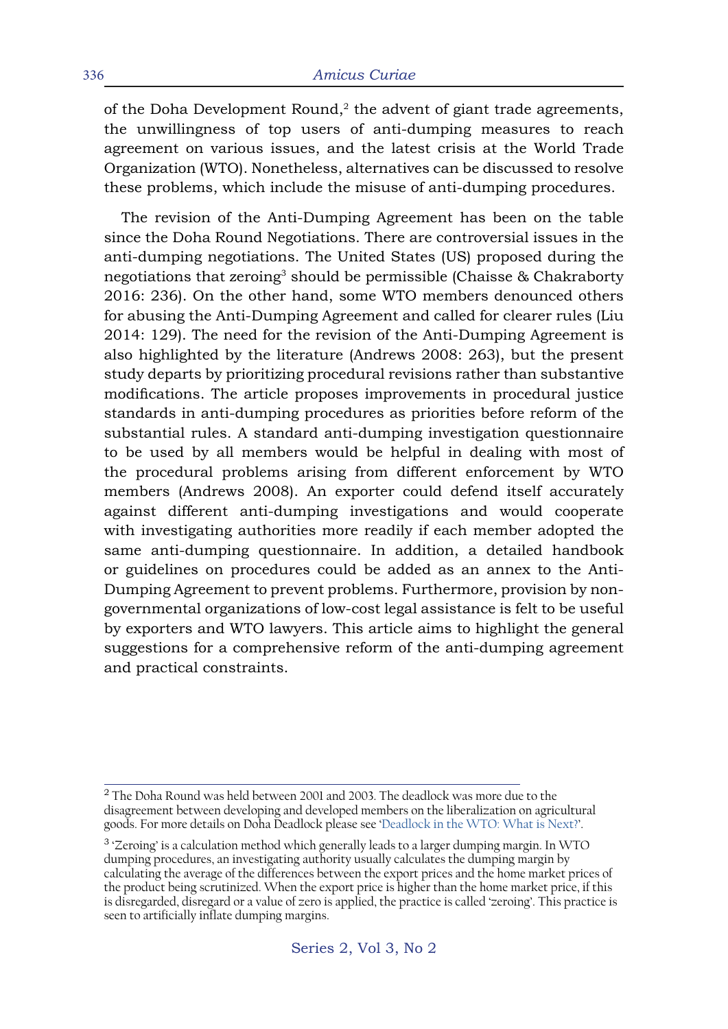of the Doha Development Round,[2] the advent of giant trade agreements, the unwillingness of top users of anti-dumping measures to reach agreement on various issues, and the latest crisis at the World Trade Organization (WTO). Nonetheless, alternatives can be discussed to resolve these problems, which include the misuse of anti-dumping procedures.

The revision of the Anti-Dumping Agreement has been on the table since the Doha Round Negotiations. There are controversial issues in the anti-dumping negotiations. The United States (US) proposed during the negotiations that zeroing[3] should be permissible (Chaisse & Chakraborty 2016: 236). On the other hand, some WTO members denounced others for abusing the Anti-Dumping Agreement and called for clearer rules (Liu 2014: 129). The need for the revision of the Anti-Dumping Agreement is also highlighted by the literature (Andrews 2008: 263), but the present study departs by prioritizing procedural revisions rather than substantive modifications. The article proposes improvements in procedural justice standards in anti-dumping procedures as priorities before reform of the substantial rules. A standard anti-dumping investigation questionnaire to be used by all members would be helpful in dealing with most of the procedural problems arising from different enforcement by WTO members (Andrews 2008). An exporter could defend itself accurately against different anti-dumping investigations and would cooperate with investigating authorities more readily if each member adopted the same anti-dumping questionnaire. In addition, a detailed handbook or guidelines on procedures could be added as an annex to the Anti-Dumping Agreement to prevent problems. Furthermore, provision by non-governmental organizations of low-cost legal assistance is felt to be useful by exporters and WTO lawyers. This article aims to highlight the general suggestions for a comprehensive reform of the anti-dumping agreement and practical constraints.

---

[2] The Doha Round was held between 2001 and 2003. The deadlock was more due to the disagreement between developing and developed members on the liberalization on agricultural goods. For more details on Doha Deadlock please see 'Deadlock in the WTO: What is Next?'.

[3] 'Zeroing' is a calculation method which generally leads to a larger dumping margin. In WTO dumping procedures, an investigating authority usually calculates the dumping margin by calculating the average of the differences between the export prices and the home market prices of the product being scrutinized. When the export price is higher than the home market price, if this is disregarded, disregard or a value of zero is applied, the practice is called 'zeroing'. This practice is seen to artificially inflate dumping margins.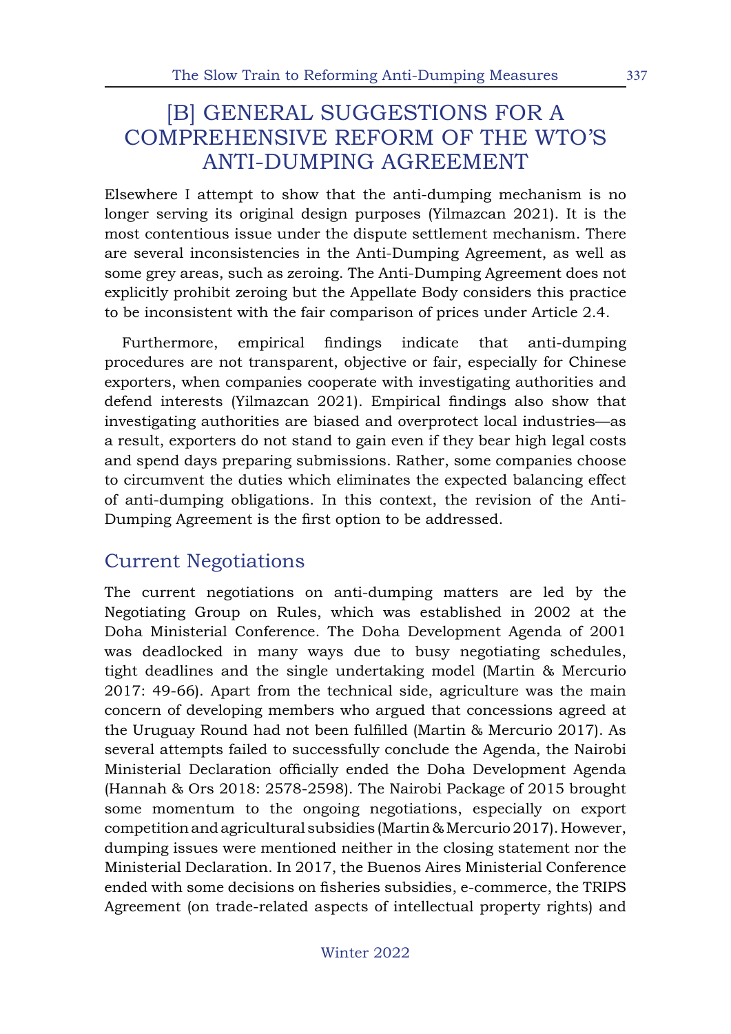## [B] GENERAL SUGGESTIONS FOR A COMPREHENSIVE REFORM OF THE WTO'S ANTI-DUMPING AGREEMENT

Elsewhere I attempt to show that the anti-dumping mechanism is no longer serving its original design purposes (Yilmazcan 2021). It is the most contentious issue under the dispute settlement mechanism. There are several inconsistencies in the Anti-Dumping Agreement, as well as some grey areas, such as zeroing. The Anti-Dumping Agreement does not explicitly prohibit zeroing but the Appellate Body considers this practice to be inconsistent with the fair comparison of prices under Article 2.4.

Furthermore, empirical findings indicate that anti-dumping procedures are not transparent, objective or fair, especially for Chinese exporters, when companies cooperate with investigating authorities and defend interests (Yilmazcan 2021). Empirical findings also show that investigating authorities are biased and overprotect local industries—as a result, exporters do not stand to gain even if they bear high legal costs and spend days preparing submissions. Rather, some companies choose to circumvent the duties which eliminates the expected balancing effect of anti-dumping obligations. In this context, the revision of the Anti-Dumping Agreement is the first option to be addressed.

### Current Negotiations

The current negotiations on anti-dumping matters are led by the Negotiating Group on Rules, which was established in 2002 at the Doha Ministerial Conference. The Doha Development Agenda of 2001 was deadlocked in many ways due to busy negotiating schedules, tight deadlines and the single undertaking model (Martin & Mercurio 2017: 49-66). Apart from the technical side, agriculture was the main concern of developing members who argued that concessions agreed at the Uruguay Round had not been fulfilled (Martin & Mercurio 2017). As several attempts failed to successfully conclude the Agenda, the Nairobi Ministerial Declaration officially ended the Doha Development Agenda (Hannah & Ors 2018: 2578-2598). The Nairobi Package of 2015 brought some momentum to the ongoing negotiations, especially on export competition and agricultural subsidies (Martin & Mercurio 2017). However, dumping issues were mentioned neither in the closing statement nor the Ministerial Declaration. In 2017, the Buenos Aires Ministerial Conference ended with some decisions on fisheries subsidies, e-commerce, the TRIPS Agreement (on trade-related aspects of intellectual property rights) and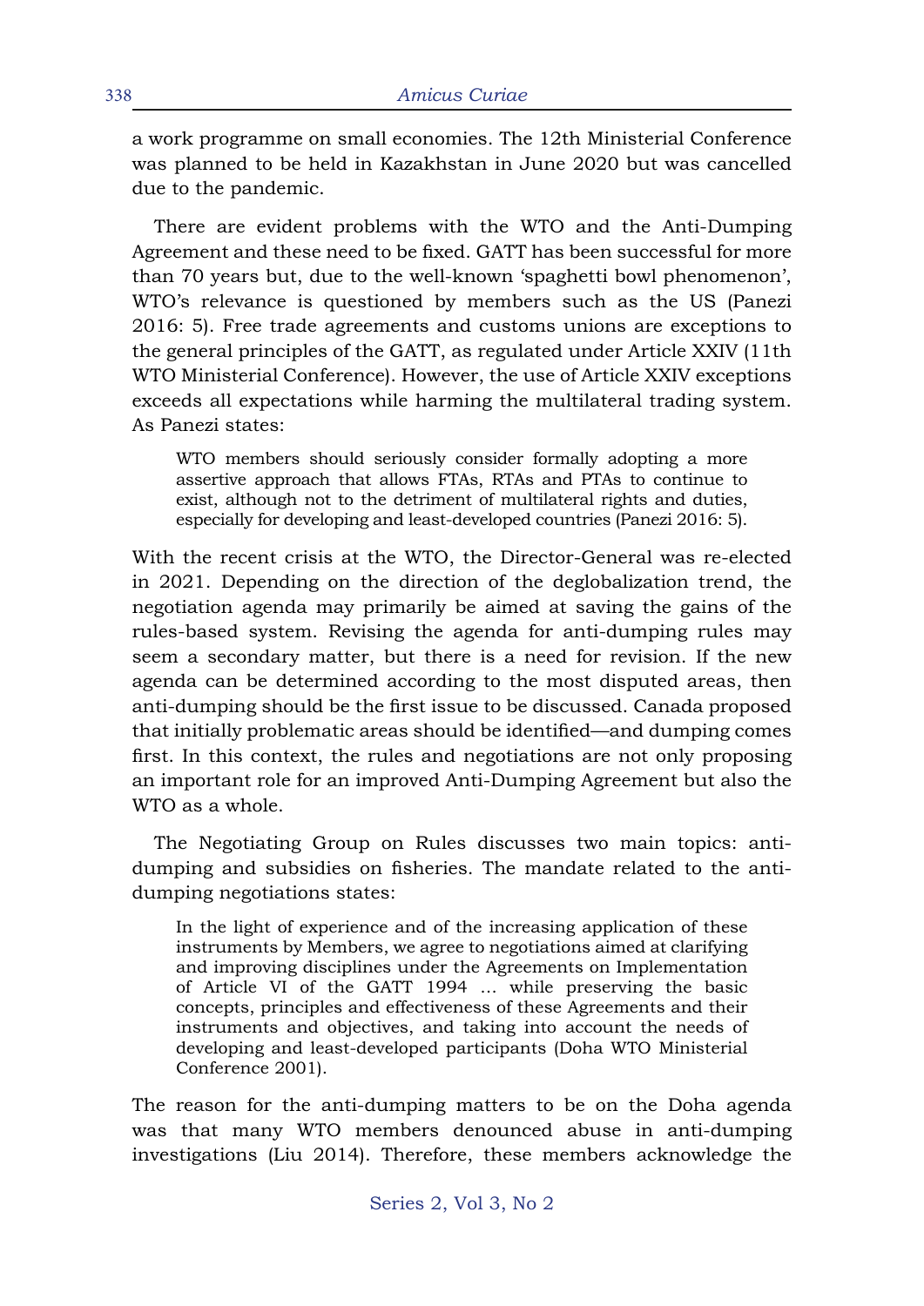a work programme on small economies. The 12th Ministerial Conference was planned to be held in Kazakhstan in June 2020 but was cancelled due to the pandemic.

There are evident problems with the WTO and the Anti-Dumping Agreement and these need to be fixed. GATT has been successful for more than 70 years but, due to the well-known 'spaghetti bowl phenomenon', WTO's relevance is questioned by members such as the US (Panezi 2016: 5). Free trade agreements and customs unions are exceptions to the general principles of the GATT, as regulated under Article XXIV (11th WTO Ministerial Conference). However, the use of Article XXIV exceptions exceeds all expectations while harming the multilateral trading system. As Panezi states:

> WTO members should seriously consider formally adopting a more assertive approach that allows FTAs, RTAs and PTAs to continue to exist, although not to the detriment of multilateral rights and duties, especially for developing and least-developed countries (Panezi 2016: 5).

With the recent crisis at the WTO, the Director-General was re-elected in 2021. Depending on the direction of the deglobalization trend, the negotiation agenda may primarily be aimed at saving the gains of the rules-based system. Revising the agenda for anti-dumping rules may seem a secondary matter, but there is a need for revision. If the new agenda can be determined according to the most disputed areas, then anti-dumping should be the first issue to be discussed. Canada proposed that initially problematic areas should be identified—and dumping comes first. In this context, the rules and negotiations are not only proposing an important role for an improved Anti-Dumping Agreement but also the WTO as a whole.

The Negotiating Group on Rules discusses two main topics: anti-dumping and subsidies on fisheries. The mandate related to the anti-dumping negotiations states:

> In the light of experience and of the increasing application of these instruments by Members, we agree to negotiations aimed at clarifying and improving disciplines under the Agreements on Implementation of Article VI of the GATT 1994 ... while preserving the basic concepts, principles and effectiveness of these Agreements and their instruments and objectives, and taking into account the needs of developing and least-developed participants (Doha WTO Ministerial Conference 2001).

The reason for the anti-dumping matters to be on the Doha agenda was that many WTO members denounced abuse in anti-dumping investigations (Liu 2014). Therefore, these members acknowledge the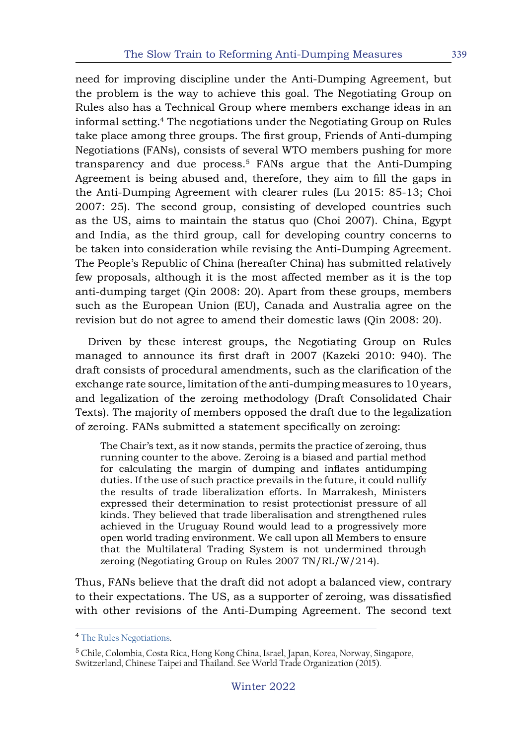need for improving discipline under the Anti-Dumping Agreement, but the problem is the way to achieve this goal. The Negotiating Group on Rules also has a Technical Group where members exchange ideas in an informal setting.[4] The negotiations under the Negotiating Group on Rules take place among three groups. The first group, Friends of Anti-dumping Negotiations (FANs), consists of several WTO members pushing for more transparency and due process.[5] FANs argue that the Anti-Dumping Agreement is being abused and, therefore, they aim to fill the gaps in the Anti-Dumping Agreement with clearer rules (Lu 2015: 85-13; Choi 2007: 25). The second group, consisting of developed countries such as the US, aims to maintain the status quo (Choi 2007). China, Egypt and India, as the third group, call for developing country concerns to be taken into consideration while revising the Anti-Dumping Agreement. The People's Republic of China (hereafter China) has submitted relatively few proposals, although it is the most affected member as it is the top anti-dumping target (Qin 2008: 20). Apart from these groups, members such as the European Union (EU), Canada and Australia agree on the revision but do not agree to amend their domestic laws (Qin 2008: 20).

Driven by these interest groups, the Negotiating Group on Rules managed to announce its first draft in 2007 (Kazeki 2010: 940). The draft consists of procedural amendments, such as the clarification of the exchange rate source, limitation of the anti-dumping measures to 10 years, and legalization of the zeroing methodology (Draft Consolidated Chair Texts). The majority of members opposed the draft due to the legalization of zeroing. FANs submitted a statement specifically on zeroing:

> The Chair's text, as it now stands, permits the practice of zeroing, thus running counter to the above. Zeroing is a biased and partial method for calculating the margin of dumping and inflates antidumping duties. If the use of such practice prevails in the future, it could nullify the results of trade liberalization efforts. In Marrakesh, Ministers expressed their determination to resist protectionist pressure of all kinds. They believed that trade liberalisation and strengthened rules achieved in the Uruguay Round would lead to a progressively more open world trading environment. We call upon all Members to ensure that the Multilateral Trading System is not undermined through zeroing (Negotiating Group on Rules 2007 TN/RL/W/214).

Thus, FANs believe that the draft did not adopt a balanced view, contrary to their expectations. The US, as a supporter of zeroing, was dissatisfied with other revisions of the Anti-Dumping Agreement. The second text

---

[4] The Rules Negotiations.

[5] Chile, Colombia, Costa Rica, Hong Kong China, Israel, Japan, Korea, Norway, Singapore, Switzerland, Chinese Taipei and Thailand. See World Trade Organization (2015).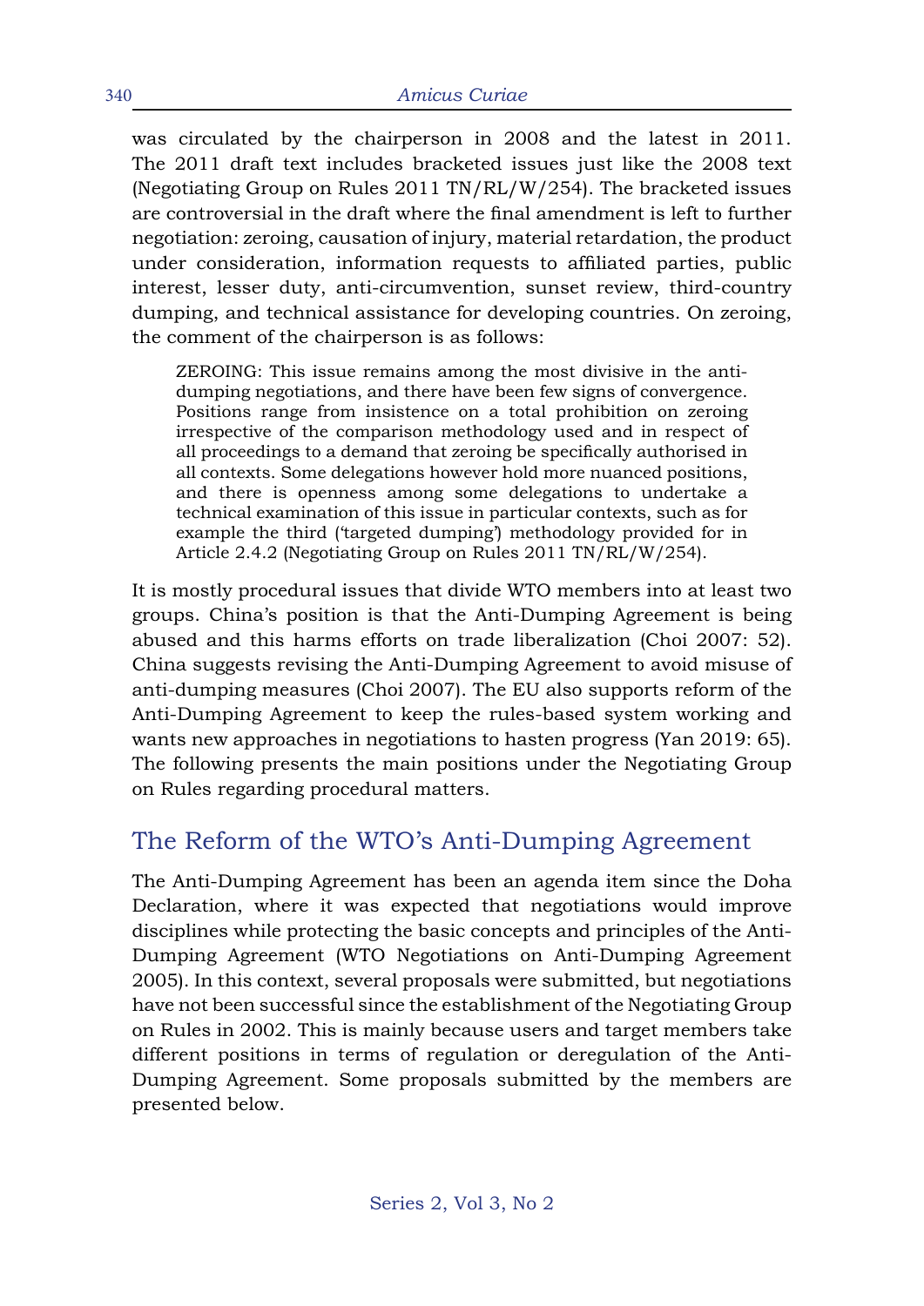was circulated by the chairperson in 2008 and the latest in 2011. The 2011 draft text includes bracketed issues just like the 2008 text (Negotiating Group on Rules 2011 TN/RL/W/254). The bracketed issues are controversial in the draft where the final amendment is left to further negotiation: zeroing, causation of injury, material retardation, the product under consideration, information requests to affiliated parties, public interest, lesser duty, anti-circumvention, sunset review, third-country dumping, and technical assistance for developing countries. On zeroing, the comment of the chairperson is as follows:

> ZEROING: This issue remains among the most divisive in the anti-dumping negotiations, and there have been few signs of convergence. Positions range from insistence on a total prohibition on zeroing irrespective of the comparison methodology used and in respect of all proceedings to a demand that zeroing be specifically authorised in all contexts. Some delegations however hold more nuanced positions, and there is openness among some delegations to undertake a technical examination of this issue in particular contexts, such as for example the third ('targeted dumping') methodology provided for in Article 2.4.2 (Negotiating Group on Rules 2011 TN/RL/W/254).

It is mostly procedural issues that divide WTO members into at least two groups. China's position is that the Anti-Dumping Agreement is being abused and this harms efforts on trade liberalization (Choi 2007: 52). China suggests revising the Anti-Dumping Agreement to avoid misuse of anti-dumping measures (Choi 2007). The EU also supports reform of the Anti-Dumping Agreement to keep the rules-based system working and wants new approaches in negotiations to hasten progress (Yan 2019: 65). The following presents the main positions under the Negotiating Group on Rules regarding procedural matters.

## The Reform of the WTO's Anti-Dumping Agreement

The Anti-Dumping Agreement has been an agenda item since the Doha Declaration, where it was expected that negotiations would improve disciplines while protecting the basic concepts and principles of the Anti-Dumping Agreement (WTO Negotiations on Anti-Dumping Agreement 2005). In this context, several proposals were submitted, but negotiations have not been successful since the establishment of the Negotiating Group on Rules in 2002. This is mainly because users and target members take different positions in terms of regulation or deregulation of the Anti-Dumping Agreement. Some proposals submitted by the members are presented below.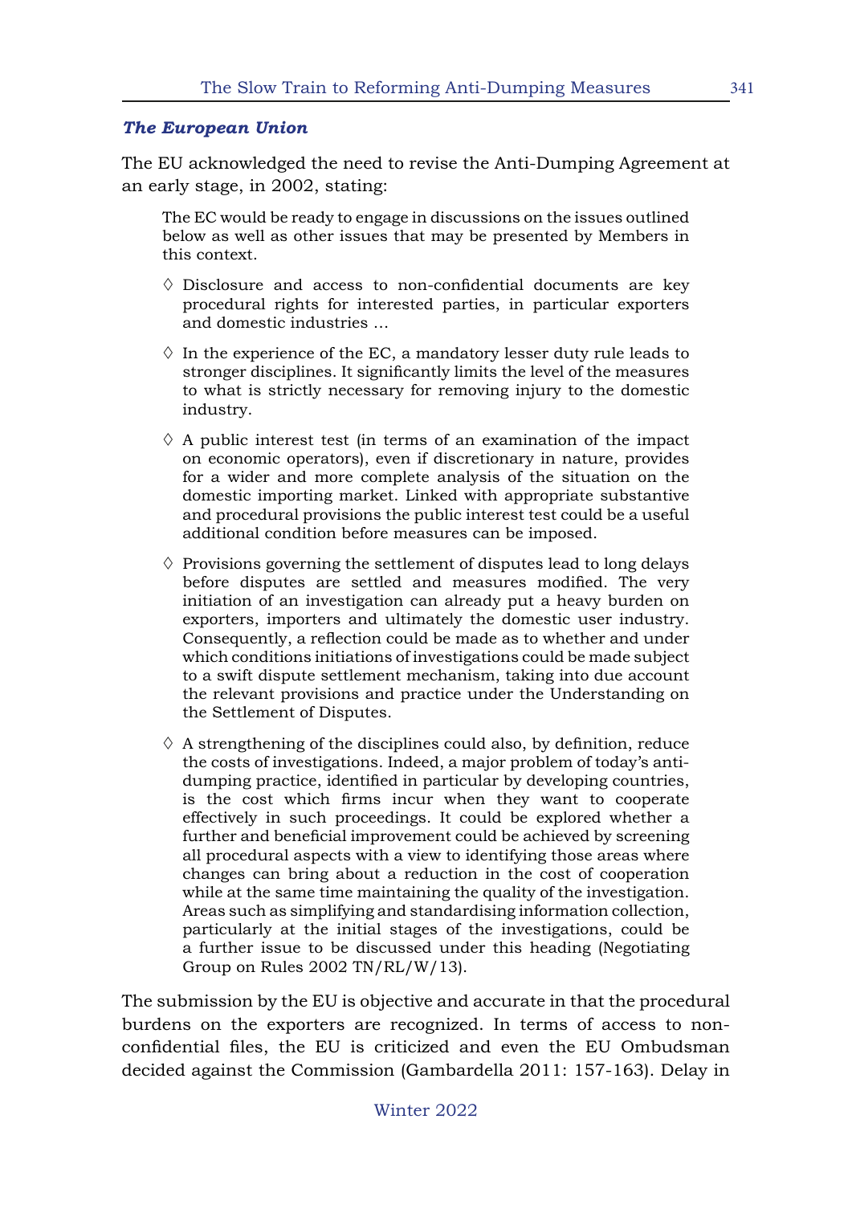### *The European Union*

The EU acknowledged the need to revise the Anti-Dumping Agreement at an early stage, in 2002, stating:

> The EC would be ready to engage in discussions on the issues outlined below as well as other issues that may be presented by Members in this context.
>
> ◊ Disclosure and access to non-confidential documents are key procedural rights for interested parties, in particular exporters and domestic industries …
>
> ◊ In the experience of the EC, a mandatory lesser duty rule leads to stronger disciplines. It significantly limits the level of the measures to what is strictly necessary for removing injury to the domestic industry.
>
> ◊ A public interest test (in terms of an examination of the impact on economic operators), even if discretionary in nature, provides for a wider and more complete analysis of the situation on the domestic importing market. Linked with appropriate substantive and procedural provisions the public interest test could be a useful additional condition before measures can be imposed.
>
> ◊ Provisions governing the settlement of disputes lead to long delays before disputes are settled and measures modified. The very initiation of an investigation can already put a heavy burden on exporters, importers and ultimately the domestic user industry. Consequently, a reflection could be made as to whether and under which conditions initiations of investigations could be made subject to a swift dispute settlement mechanism, taking into due account the relevant provisions and practice under the Understanding on the Settlement of Disputes.
>
> ◊ A strengthening of the disciplines could also, by definition, reduce the costs of investigations. Indeed, a major problem of today's anti-dumping practice, identified in particular by developing countries, is the cost which firms incur when they want to cooperate effectively in such proceedings. It could be explored whether a further and beneficial improvement could be achieved by screening all procedural aspects with a view to identifying those areas where changes can bring about a reduction in the cost of cooperation while at the same time maintaining the quality of the investigation. Areas such as simplifying and standardising information collection, particularly at the initial stages of the investigations, could be a further issue to be discussed under this heading (Negotiating Group on Rules 2002 TN/RL/W/13).

The submission by the EU is objective and accurate in that the procedural burdens on the exporters are recognized. In terms of access to non-confidential files, the EU is criticized and even the EU Ombudsman decided against the Commission (Gambardella 2011: 157-163). Delay in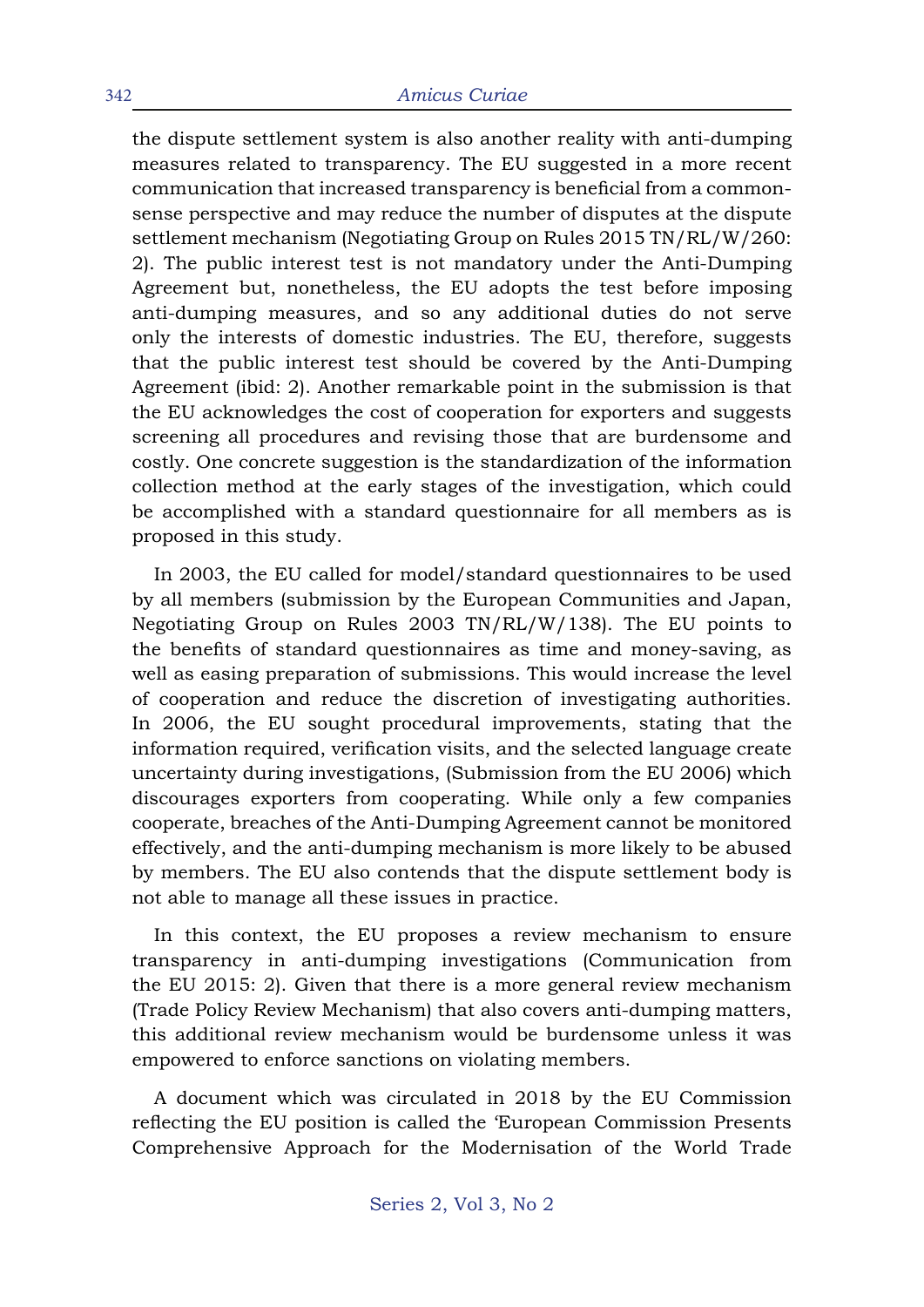the dispute settlement system is also another reality with anti-dumping measures related to transparency. The EU suggested in a more recent communication that increased transparency is beneficial from a common-sense perspective and may reduce the number of disputes at the dispute settlement mechanism (Negotiating Group on Rules 2015 TN/RL/W/260: 2). The public interest test is not mandatory under the Anti-Dumping Agreement but, nonetheless, the EU adopts the test before imposing anti-dumping measures, and so any additional duties do not serve only the interests of domestic industries. The EU, therefore, suggests that the public interest test should be covered by the Anti-Dumping Agreement (ibid: 2). Another remarkable point in the submission is that the EU acknowledges the cost of cooperation for exporters and suggests screening all procedures and revising those that are burdensome and costly. One concrete suggestion is the standardization of the information collection method at the early stages of the investigation, which could be accomplished with a standard questionnaire for all members as is proposed in this study.

In 2003, the EU called for model/standard questionnaires to be used by all members (submission by the European Communities and Japan, Negotiating Group on Rules 2003 TN/RL/W/138). The EU points to the benefits of standard questionnaires as time and money-saving, as well as easing preparation of submissions. This would increase the level of cooperation and reduce the discretion of investigating authorities. In 2006, the EU sought procedural improvements, stating that the information required, verification visits, and the selected language create uncertainty during investigations, (Submission from the EU 2006) which discourages exporters from cooperating. While only a few companies cooperate, breaches of the Anti-Dumping Agreement cannot be monitored effectively, and the anti-dumping mechanism is more likely to be abused by members. The EU also contends that the dispute settlement body is not able to manage all these issues in practice.

In this context, the EU proposes a review mechanism to ensure transparency in anti-dumping investigations (Communication from the EU 2015: 2). Given that there is a more general review mechanism (Trade Policy Review Mechanism) that also covers anti-dumping matters, this additional review mechanism would be burdensome unless it was empowered to enforce sanctions on violating members.

A document which was circulated in 2018 by the EU Commission reflecting the EU position is called the 'European Commission Presents Comprehensive Approach for the Modernisation of the World Trade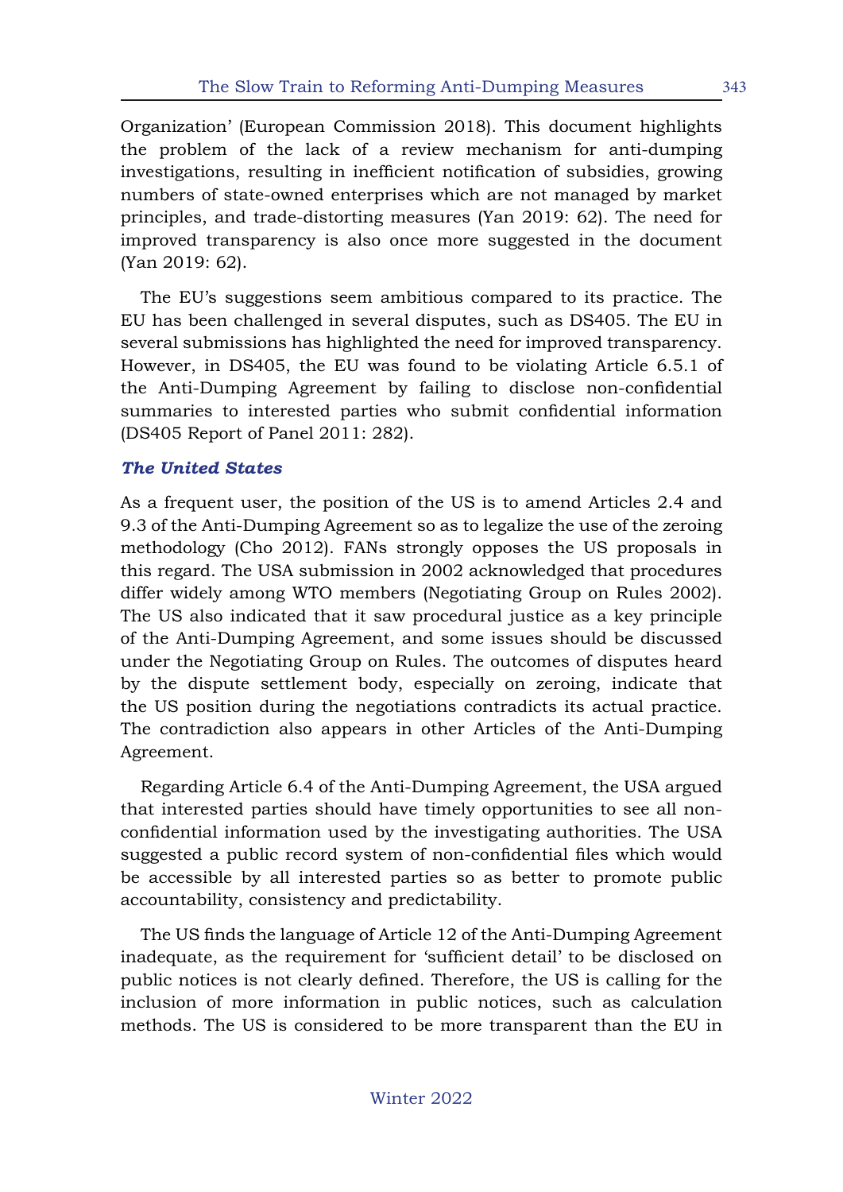Organization' (European Commission 2018). This document highlights the problem of the lack of a review mechanism for anti-dumping investigations, resulting in inefficient notification of subsidies, growing numbers of state-owned enterprises which are not managed by market principles, and trade-distorting measures (Yan 2019: 62). The need for improved transparency is also once more suggested in the document (Yan 2019: 62).

The EU's suggestions seem ambitious compared to its practice. The EU has been challenged in several disputes, such as DS405. The EU in several submissions has highlighted the need for improved transparency. However, in DS405, the EU was found to be violating Article 6.5.1 of the Anti-Dumping Agreement by failing to disclose non-confidential summaries to interested parties who submit confidential information (DS405 Report of Panel 2011: 282).

### *The United States*

As a frequent user, the position of the US is to amend Articles 2.4 and 9.3 of the Anti-Dumping Agreement so as to legalize the use of the zeroing methodology (Cho 2012). FANs strongly opposes the US proposals in this regard. The USA submission in 2002 acknowledged that procedures differ widely among WTO members (Negotiating Group on Rules 2002). The US also indicated that it saw procedural justice as a key principle of the Anti-Dumping Agreement, and some issues should be discussed under the Negotiating Group on Rules. The outcomes of disputes heard by the dispute settlement body, especially on zeroing, indicate that the US position during the negotiations contradicts its actual practice. The contradiction also appears in other Articles of the Anti-Dumping Agreement.

Regarding Article 6.4 of the Anti-Dumping Agreement, the USA argued that interested parties should have timely opportunities to see all non-confidential information used by the investigating authorities. The USA suggested a public record system of non-confidential files which would be accessible by all interested parties so as better to promote public accountability, consistency and predictability.

The US finds the language of Article 12 of the Anti-Dumping Agreement inadequate, as the requirement for 'sufficient detail' to be disclosed on public notices is not clearly defined. Therefore, the US is calling for the inclusion of more information in public notices, such as calculation methods. The US is considered to be more transparent than the EU in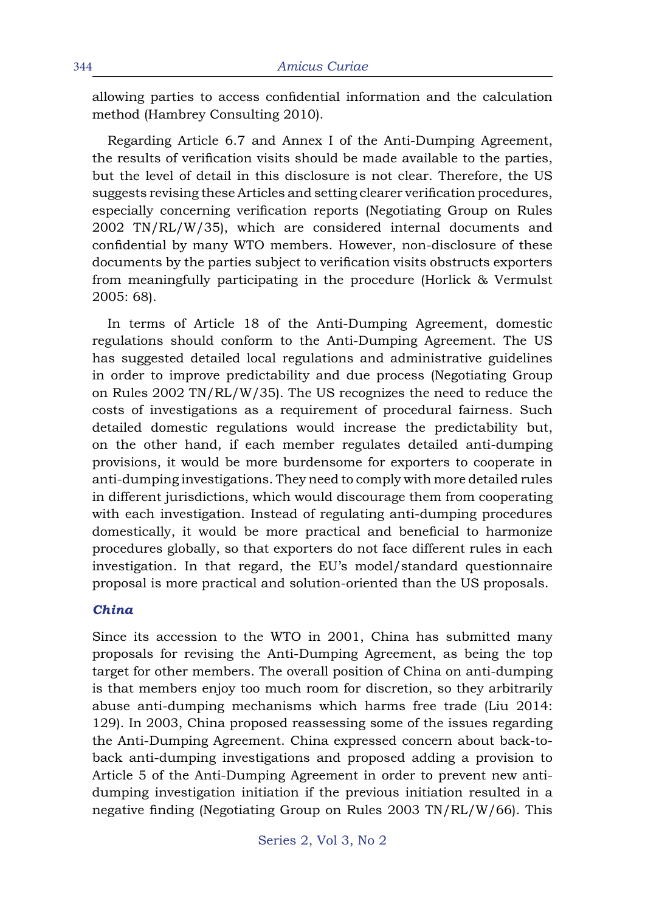allowing parties to access confidential information and the calculation method (Hambrey Consulting 2010).

Regarding Article 6.7 and Annex I of the Anti-Dumping Agreement, the results of verification visits should be made available to the parties, but the level of detail in this disclosure is not clear. Therefore, the US suggests revising these Articles and setting clearer verification procedures, especially concerning verification reports (Negotiating Group on Rules 2002 TN/RL/W/35), which are considered internal documents and confidential by many WTO members. However, non-disclosure of these documents by the parties subject to verification visits obstructs exporters from meaningfully participating in the procedure (Horlick & Vermulst 2005: 68).

In terms of Article 18 of the Anti-Dumping Agreement, domestic regulations should conform to the Anti-Dumping Agreement. The US has suggested detailed local regulations and administrative guidelines in order to improve predictability and due process (Negotiating Group on Rules 2002 TN/RL/W/35). The US recognizes the need to reduce the costs of investigations as a requirement of procedural fairness. Such detailed domestic regulations would increase the predictability but, on the other hand, if each member regulates detailed anti-dumping provisions, it would be more burdensome for exporters to cooperate in anti-dumping investigations. They need to comply with more detailed rules in different jurisdictions, which would discourage them from cooperating with each investigation. Instead of regulating anti-dumping procedures domestically, it would be more practical and beneficial to harmonize procedures globally, so that exporters do not face different rules in each investigation. In that regard, the EU's model/standard questionnaire proposal is more practical and solution-oriented than the US proposals.

### *China*

Since its accession to the WTO in 2001, China has submitted many proposals for revising the Anti-Dumping Agreement, as being the top target for other members. The overall position of China on anti-dumping is that members enjoy too much room for discretion, so they arbitrarily abuse anti-dumping mechanisms which harms free trade (Liu 2014: 129). In 2003, China proposed reassessing some of the issues regarding the Anti-Dumping Agreement. China expressed concern about back-to-back anti-dumping investigations and proposed adding a provision to Article 5 of the Anti-Dumping Agreement in order to prevent new anti-dumping investigation initiation if the previous initiation resulted in a negative finding (Negotiating Group on Rules 2003 TN/RL/W/66). This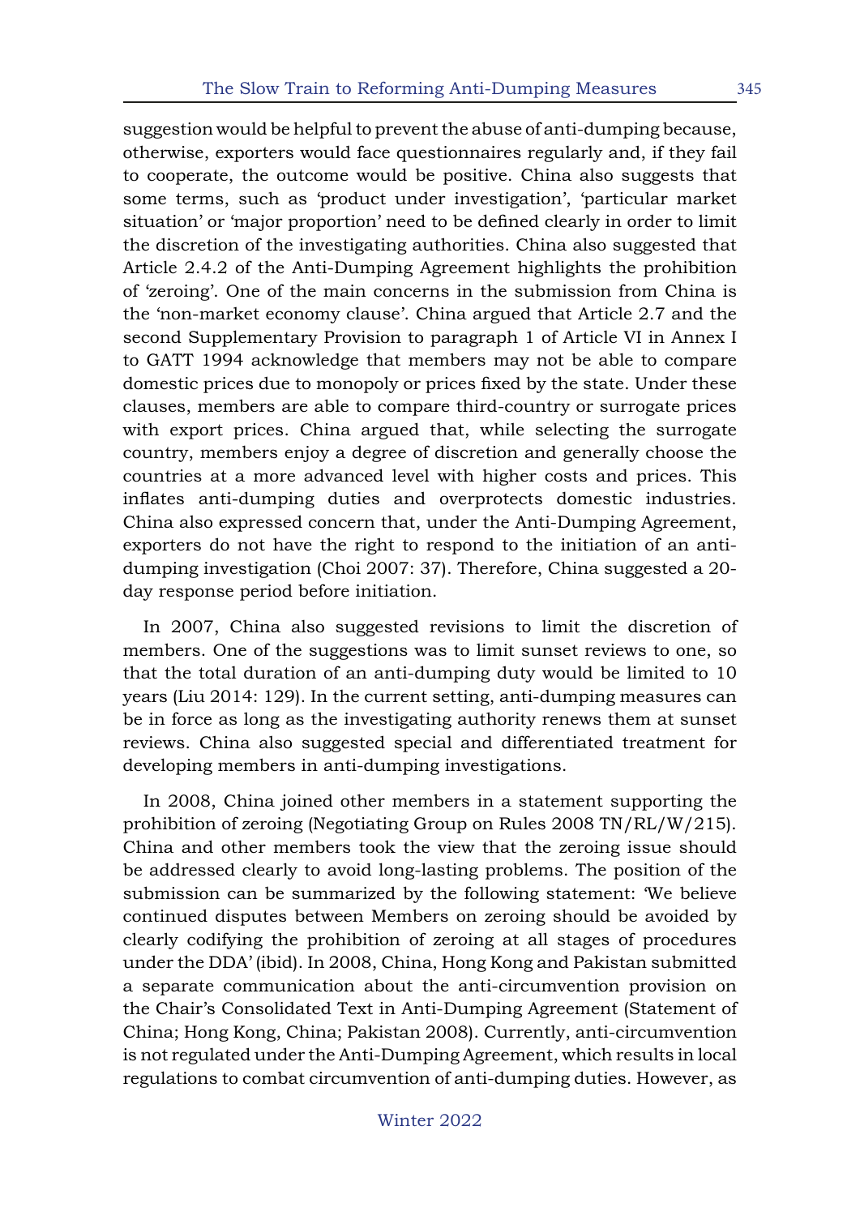suggestion would be helpful to prevent the abuse of anti-dumping because, otherwise, exporters would face questionnaires regularly and, if they fail to cooperate, the outcome would be positive. China also suggests that some terms, such as 'product under investigation', 'particular market situation' or 'major proportion' need to be defined clearly in order to limit the discretion of the investigating authorities. China also suggested that Article 2.4.2 of the Anti-Dumping Agreement highlights the prohibition of 'zeroing'. One of the main concerns in the submission from China is the 'non-market economy clause'. China argued that Article 2.7 and the second Supplementary Provision to paragraph 1 of Article VI in Annex I to GATT 1994 acknowledge that members may not be able to compare domestic prices due to monopoly or prices fixed by the state. Under these clauses, members are able to compare third-country or surrogate prices with export prices. China argued that, while selecting the surrogate country, members enjoy a degree of discretion and generally choose the countries at a more advanced level with higher costs and prices. This inflates anti-dumping duties and overprotects domestic industries. China also expressed concern that, under the Anti-Dumping Agreement, exporters do not have the right to respond to the initiation of an anti-dumping investigation (Choi 2007: 37). Therefore, China suggested a 20-day response period before initiation.

In 2007, China also suggested revisions to limit the discretion of members. One of the suggestions was to limit sunset reviews to one, so that the total duration of an anti-dumping duty would be limited to 10 years (Liu 2014: 129). In the current setting, anti-dumping measures can be in force as long as the investigating authority renews them at sunset reviews. China also suggested special and differentiated treatment for developing members in anti-dumping investigations.

In 2008, China joined other members in a statement supporting the prohibition of zeroing (Negotiating Group on Rules 2008 TN/RL/W/215). China and other members took the view that the zeroing issue should be addressed clearly to avoid long-lasting problems. The position of the submission can be summarized by the following statement: 'We believe continued disputes between Members on zeroing should be avoided by clearly codifying the prohibition of zeroing at all stages of procedures under the DDA' (ibid). In 2008, China, Hong Kong and Pakistan submitted a separate communication about the anti-circumvention provision on the Chair's Consolidated Text in Anti-Dumping Agreement (Statement of China; Hong Kong, China; Pakistan 2008). Currently, anti-circumvention is not regulated under the Anti-Dumping Agreement, which results in local regulations to combat circumvention of anti-dumping duties. However, as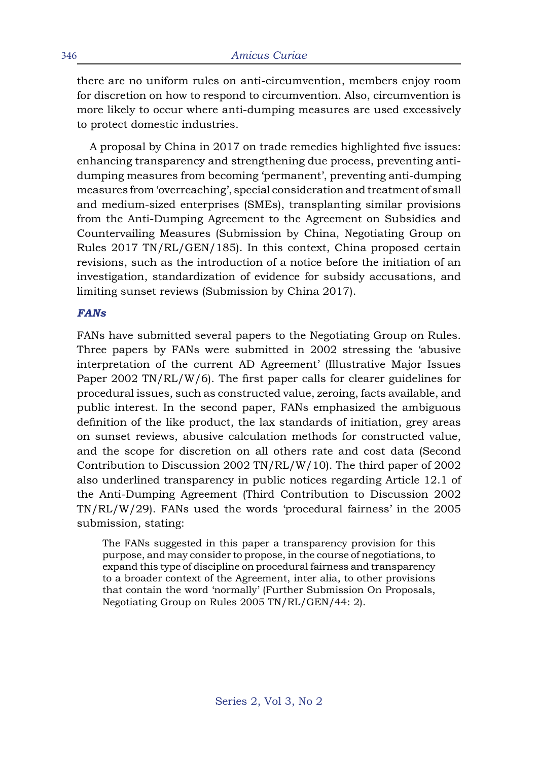there are no uniform rules on anti-circumvention, members enjoy room for discretion on how to respond to circumvention. Also, circumvention is more likely to occur where anti-dumping measures are used excessively to protect domestic industries.

A proposal by China in 2017 on trade remedies highlighted five issues: enhancing transparency and strengthening due process, preventing anti-dumping measures from becoming 'permanent', preventing anti-dumping measures from 'overreaching', special consideration and treatment of small and medium-sized enterprises (SMEs), transplanting similar provisions from the Anti-Dumping Agreement to the Agreement on Subsidies and Countervailing Measures (Submission by China, Negotiating Group on Rules 2017 TN/RL/GEN/185). In this context, China proposed certain revisions, such as the introduction of a notice before the initiation of an investigation, standardization of evidence for subsidy accusations, and limiting sunset reviews (Submission by China 2017).

### *FANs*

FANs have submitted several papers to the Negotiating Group on Rules. Three papers by FANs were submitted in 2002 stressing the 'abusive interpretation of the current AD Agreement' (Illustrative Major Issues Paper 2002 TN/RL/W/6). The first paper calls for clearer guidelines for procedural issues, such as constructed value, zeroing, facts available, and public interest. In the second paper, FANs emphasized the ambiguous definition of the like product, the lax standards of initiation, grey areas on sunset reviews, abusive calculation methods for constructed value, and the scope for discretion on all others rate and cost data (Second Contribution to Discussion 2002 TN/RL/W/10). The third paper of 2002 also underlined transparency in public notices regarding Article 12.1 of the Anti-Dumping Agreement (Third Contribution to Discussion 2002 TN/RL/W/29). FANs used the words 'procedural fairness' in the 2005 submission, stating:

> The FANs suggested in this paper a transparency provision for this purpose, and may consider to propose, in the course of negotiations, to expand this type of discipline on procedural fairness and transparency to a broader context of the Agreement, inter alia, to other provisions that contain the word 'normally' (Further Submission On Proposals, Negotiating Group on Rules 2005 TN/RL/GEN/44: 2).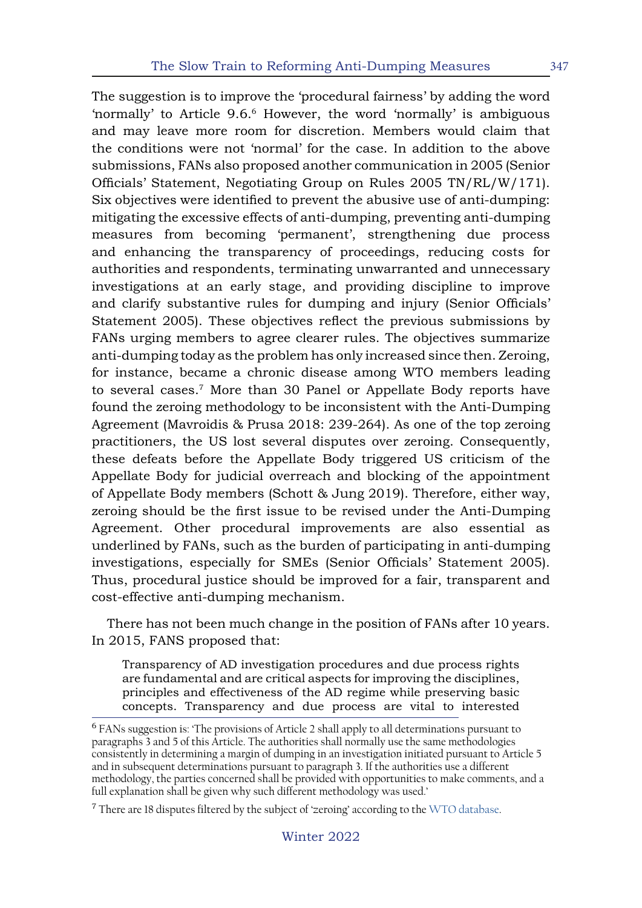The suggestion is to improve the 'procedural fairness' by adding the word 'normally' to Article 9.6.[6] However, the word 'normally' is ambiguous and may leave more room for discretion. Members would claim that the conditions were not 'normal' for the case. In addition to the above submissions, FANs also proposed another communication in 2005 (Senior Officials' Statement, Negotiating Group on Rules 2005 TN/RL/W/171). Six objectives were identified to prevent the abusive use of anti-dumping: mitigating the excessive effects of anti-dumping, preventing anti-dumping measures from becoming 'permanent', strengthening due process and enhancing the transparency of proceedings, reducing costs for authorities and respondents, terminating unwarranted and unnecessary investigations at an early stage, and providing discipline to improve and clarify substantive rules for dumping and injury (Senior Officials' Statement 2005). These objectives reflect the previous submissions by FANs urging members to agree clearer rules. The objectives summarize anti-dumping today as the problem has only increased since then. Zeroing, for instance, became a chronic disease among WTO members leading to several cases.[7] More than 30 Panel or Appellate Body reports have found the zeroing methodology to be inconsistent with the Anti-Dumping Agreement (Mavroidis & Prusa 2018: 239-264). As one of the top zeroing practitioners, the US lost several disputes over zeroing. Consequently, these defeats before the Appellate Body triggered US criticism of the Appellate Body for judicial overreach and blocking of the appointment of Appellate Body members (Schott & Jung 2019). Therefore, either way, zeroing should be the first issue to be revised under the Anti-Dumping Agreement. Other procedural improvements are also essential as underlined by FANs, such as the burden of participating in anti-dumping investigations, especially for SMEs (Senior Officials' Statement 2005). Thus, procedural justice should be improved for a fair, transparent and cost-effective anti-dumping mechanism.

There has not been much change in the position of FANs after 10 years. In 2015, FANS proposed that:

> Transparency of AD investigation procedures and due process rights are fundamental and are critical aspects for improving the disciplines, principles and effectiveness of the AD regime while preserving basic concepts. Transparency and due process are vital to interested

---

[6] FANs suggestion is: 'The provisions of Article 2 shall apply to all determinations pursuant to paragraphs 3 and 5 of this Article. The authorities shall normally use the same methodologies consistently in determining a margin of dumping in an investigation initiated pursuant to Article 5 and in subsequent determinations pursuant to paragraph 3. If the authorities use a different methodology, the parties concerned shall be provided with opportunities to make comments, and a full explanation shall be given why such different methodology was used.'

[7] There are 18 disputes filtered by the subject of 'zeroing' according to the WTO database.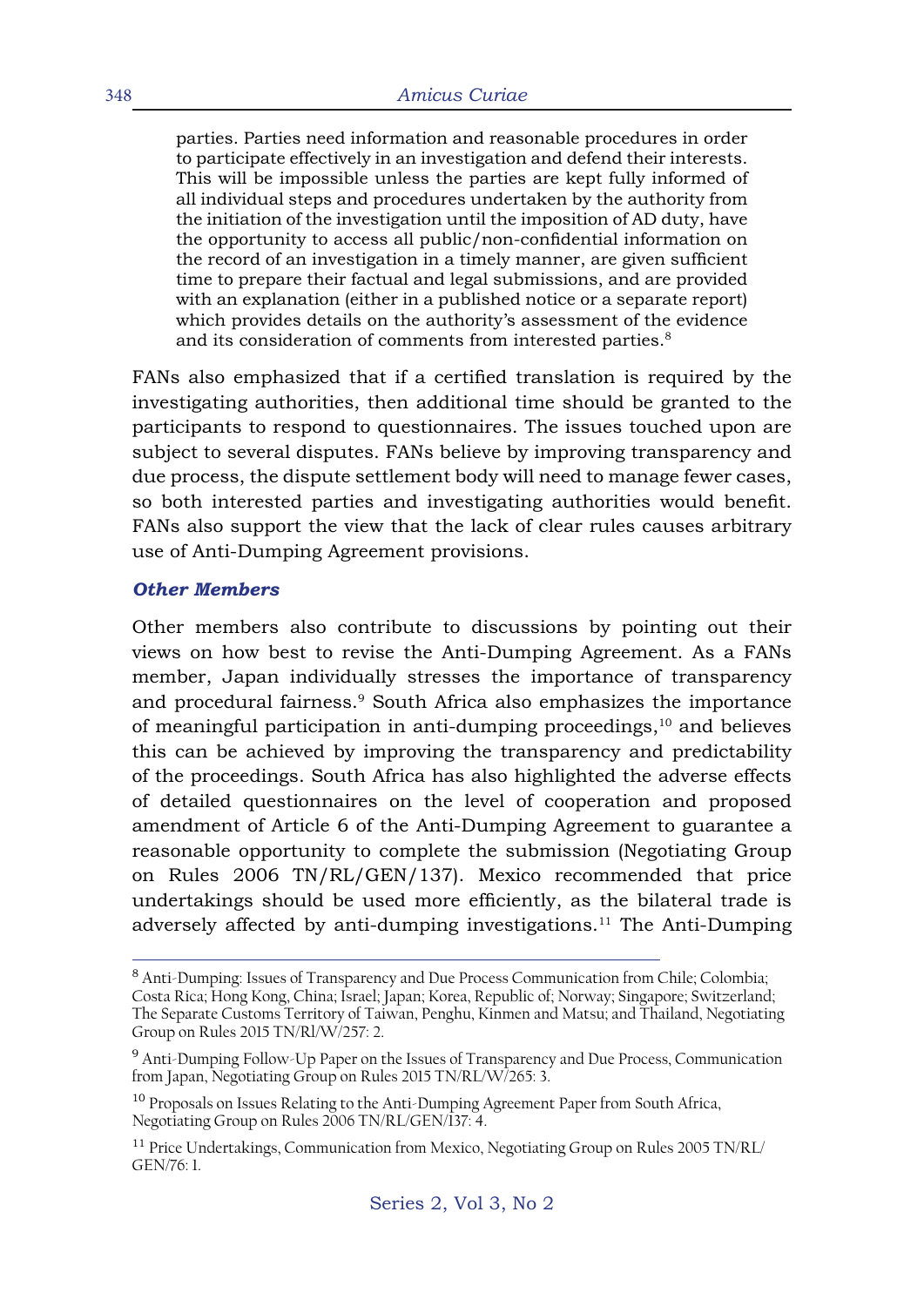> parties. Parties need information and reasonable procedures in order to participate effectively in an investigation and defend their interests. This will be impossible unless the parties are kept fully informed of all individual steps and procedures undertaken by the authority from the initiation of the investigation until the imposition of AD duty, have the opportunity to access all public/non-confidential information on the record of an investigation in a timely manner, are given sufficient time to prepare their factual and legal submissions, and are provided with an explanation (either in a published notice or a separate report) which provides details on the authority's assessment of the evidence and its consideration of comments from interested parties.[8]

FANs also emphasized that if a certified translation is required by the investigating authorities, then additional time should be granted to the participants to respond to questionnaires. The issues touched upon are subject to several disputes. FANs believe by improving transparency and due process, the dispute settlement body will need to manage fewer cases, so both interested parties and investigating authorities would benefit. FANs also support the view that the lack of clear rules causes arbitrary use of Anti-Dumping Agreement provisions.

### *Other Members*

Other members also contribute to discussions by pointing out their views on how best to revise the Anti-Dumping Agreement. As a FANs member, Japan individually stresses the importance of transparency and procedural fairness.[9] South Africa also emphasizes the importance of meaningful participation in anti-dumping proceedings,[10] and believes this can be achieved by improving the transparency and predictability of the proceedings. South Africa has also highlighted the adverse effects of detailed questionnaires on the level of cooperation and proposed amendment of Article 6 of the Anti-Dumping Agreement to guarantee a reasonable opportunity to complete the submission (Negotiating Group on Rules 2006 TN/RL/GEN/137). Mexico recommended that price undertakings should be used more efficiently, as the bilateral trade is adversely affected by anti-dumping investigations.[11] The Anti-Dumping

---

[8] Anti-Dumping: Issues of Transparency and Due Process Communication from Chile; Colombia; Costa Rica; Hong Kong, China; Israel; Japan; Korea, Republic of; Norway; Singapore; Switzerland; The Separate Customs Territory of Taiwan, Penghu, Kinmen and Matsu; and Thailand, Negotiating Group on Rules 2015 TN/Rl/W/257: 2.

[9] Anti-Dumping Follow-Up Paper on the Issues of Transparency and Due Process, Communication from Japan, Negotiating Group on Rules 2015 TN/RL/W/265: 3.

[10] Proposals on Issues Relating to the Anti-Dumping Agreement Paper from South Africa, Negotiating Group on Rules 2006 TN/RL/GEN/137: 4.

[11] Price Undertakings, Communication from Mexico, Negotiating Group on Rules 2005 TN/RL/GEN/76: 1.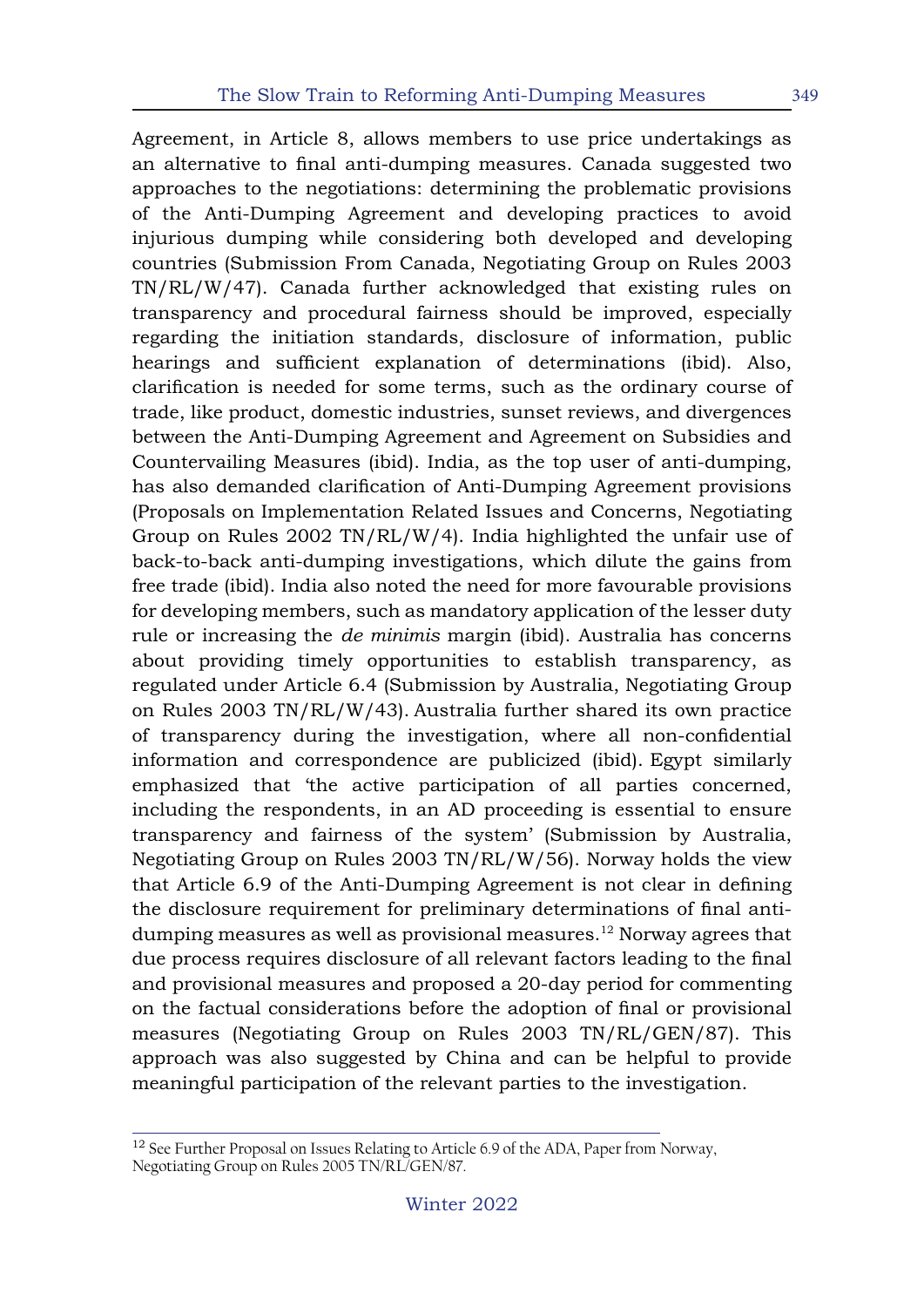Agreement, in Article 8, allows members to use price undertakings as an alternative to final anti-dumping measures. Canada suggested two approaches to the negotiations: determining the problematic provisions of the Anti-Dumping Agreement and developing practices to avoid injurious dumping while considering both developed and developing countries (Submission From Canada, Negotiating Group on Rules 2003 TN/RL/W/47). Canada further acknowledged that existing rules on transparency and procedural fairness should be improved, especially regarding the initiation standards, disclosure of information, public hearings and sufficient explanation of determinations (ibid). Also, clarification is needed for some terms, such as the ordinary course of trade, like product, domestic industries, sunset reviews, and divergences between the Anti-Dumping Agreement and Agreement on Subsidies and Countervailing Measures (ibid). India, as the top user of anti-dumping, has also demanded clarification of Anti-Dumping Agreement provisions (Proposals on Implementation Related Issues and Concerns, Negotiating Group on Rules 2002 TN/RL/W/4). India highlighted the unfair use of back-to-back anti-dumping investigations, which dilute the gains from free trade (ibid). India also noted the need for more favourable provisions for developing members, such as mandatory application of the lesser duty rule or increasing the *de minimis* margin (ibid). Australia has concerns about providing timely opportunities to establish transparency, as regulated under Article 6.4 (Submission by Australia, Negotiating Group on Rules 2003 TN/RL/W/43). Australia further shared its own practice of transparency during the investigation, where all non-confidential information and correspondence are publicized (ibid). Egypt similarly emphasized that 'the active participation of all parties concerned, including the respondents, in an AD proceeding is essential to ensure transparency and fairness of the system' (Submission by Australia, Negotiating Group on Rules 2003 TN/RL/W/56). Norway holds the view that Article 6.9 of the Anti-Dumping Agreement is not clear in defining the disclosure requirement for preliminary determinations of final anti-dumping measures as well as provisional measures.[12] Norway agrees that due process requires disclosure of all relevant factors leading to the final and provisional measures and proposed a 20-day period for commenting on the factual considerations before the adoption of final or provisional measures (Negotiating Group on Rules 2003 TN/RL/GEN/87). This approach was also suggested by China and can be helpful to provide meaningful participation of the relevant parties to the investigation.

---

[12] See Further Proposal on Issues Relating to Article 6.9 of the ADA, Paper from Norway, Negotiating Group on Rules 2005 TN/RL/GEN/87.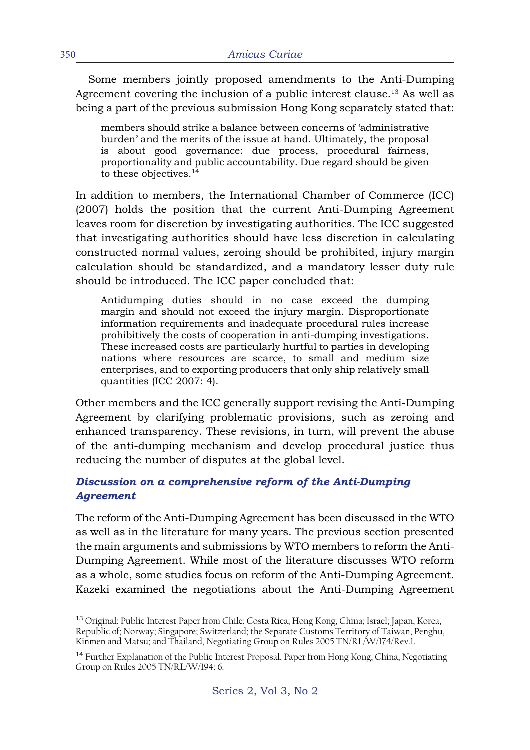Some members jointly proposed amendments to the Anti-Dumping Agreement covering the inclusion of a public interest clause.[13] As well as being a part of the previous submission Hong Kong separately stated that:

> members should strike a balance between concerns of 'administrative burden' and the merits of the issue at hand. Ultimately, the proposal is about good governance: due process, procedural fairness, proportionality and public accountability. Due regard should be given to these objectives.[14]

In addition to members, the International Chamber of Commerce (ICC) (2007) holds the position that the current Anti-Dumping Agreement leaves room for discretion by investigating authorities. The ICC suggested that investigating authorities should have less discretion in calculating constructed normal values, zeroing should be prohibited, injury margin calculation should be standardized, and a mandatory lesser duty rule should be introduced. The ICC paper concluded that:

> Antidumping duties should in no case exceed the dumping margin and should not exceed the injury margin. Disproportionate information requirements and inadequate procedural rules increase prohibitively the costs of cooperation in anti-dumping investigations. These increased costs are particularly hurtful to parties in developing nations where resources are scarce, to small and medium size enterprises, and to exporting producers that only ship relatively small quantities (ICC 2007: 4).

Other members and the ICC generally support revising the Anti-Dumping Agreement by clarifying problematic provisions, such as zeroing and enhanced transparency. These revisions, in turn, will prevent the abuse of the anti-dumping mechanism and develop procedural justice thus reducing the number of disputes at the global level.

### *Discussion on a comprehensive reform of the Anti-Dumping Agreement*

The reform of the Anti-Dumping Agreement has been discussed in the WTO as well as in the literature for many years. The previous section presented the main arguments and submissions by WTO members to reform the Anti-Dumping Agreement. While most of the literature discusses WTO reform as a whole, some studies focus on reform of the Anti-Dumping Agreement. Kazeki examined the negotiations about the Anti-Dumping Agreement

---

[13] Original: Public Interest Paper from Chile; Costa Rica; Hong Kong, China; Israel; Japan; Korea, Republic of; Norway; Singapore; Switzerland; the Separate Customs Territory of Taiwan, Penghu, Kinmen and Matsu; and Thailand, Negotiating Group on Rules 2005 TN/RL/W/174/Rev.1.

[14] Further Explanation of the Public Interest Proposal, Paper from Hong Kong, China, Negotiating Group on Rules 2005 TN/RL/W/194: 6.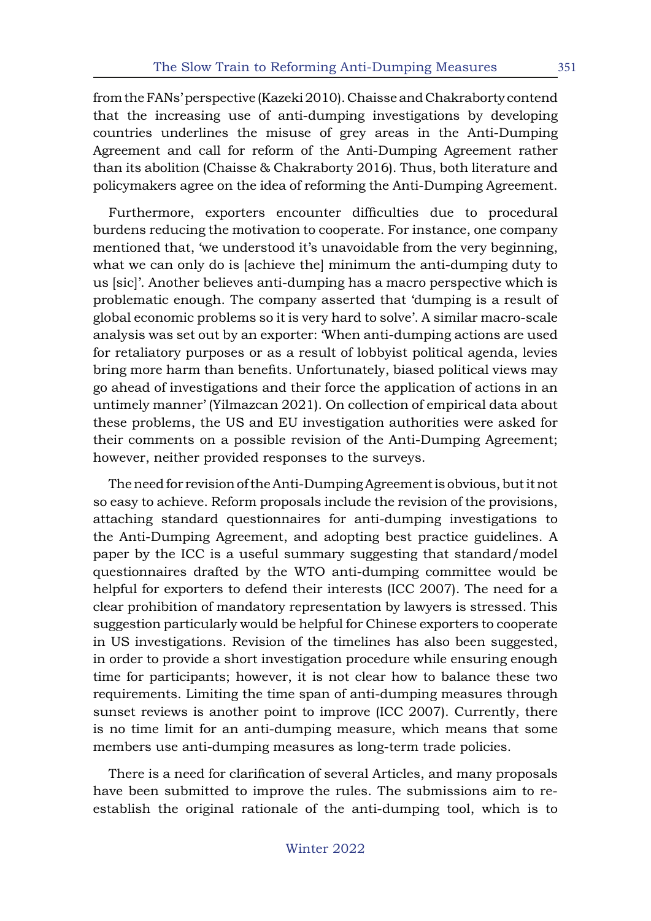from the FANs' perspective (Kazeki 2010). Chaisse and Chakraborty contend that the increasing use of anti-dumping investigations by developing countries underlines the misuse of grey areas in the Anti-Dumping Agreement and call for reform of the Anti-Dumping Agreement rather than its abolition (Chaisse & Chakraborty 2016). Thus, both literature and policymakers agree on the idea of reforming the Anti-Dumping Agreement.

Furthermore, exporters encounter difficulties due to procedural burdens reducing the motivation to cooperate. For instance, one company mentioned that, 'we understood it's unavoidable from the very beginning, what we can only do is [achieve the] minimum the anti-dumping duty to us [sic]'. Another believes anti-dumping has a macro perspective which is problematic enough. The company asserted that 'dumping is a result of global economic problems so it is very hard to solve'. A similar macro-scale analysis was set out by an exporter: 'When anti-dumping actions are used for retaliatory purposes or as a result of lobbyist political agenda, levies bring more harm than benefits. Unfortunately, biased political views may go ahead of investigations and their force the application of actions in an untimely manner' (Yilmazcan 2021). On collection of empirical data about these problems, the US and EU investigation authorities were asked for their comments on a possible revision of the Anti-Dumping Agreement; however, neither provided responses to the surveys.

The need for revision of the Anti-Dumping Agreement is obvious, but it not so easy to achieve. Reform proposals include the revision of the provisions, attaching standard questionnaires for anti-dumping investigations to the Anti-Dumping Agreement, and adopting best practice guidelines. A paper by the ICC is a useful summary suggesting that standard/model questionnaires drafted by the WTO anti-dumping committee would be helpful for exporters to defend their interests (ICC 2007). The need for a clear prohibition of mandatory representation by lawyers is stressed. This suggestion particularly would be helpful for Chinese exporters to cooperate in US investigations. Revision of the timelines has also been suggested, in order to provide a short investigation procedure while ensuring enough time for participants; however, it is not clear how to balance these two requirements. Limiting the time span of anti-dumping measures through sunset reviews is another point to improve (ICC 2007). Currently, there is no time limit for an anti-dumping measure, which means that some members use anti-dumping measures as long-term trade policies.

There is a need for clarification of several Articles, and many proposals have been submitted to improve the rules. The submissions aim to re-establish the original rationale of the anti-dumping tool, which is to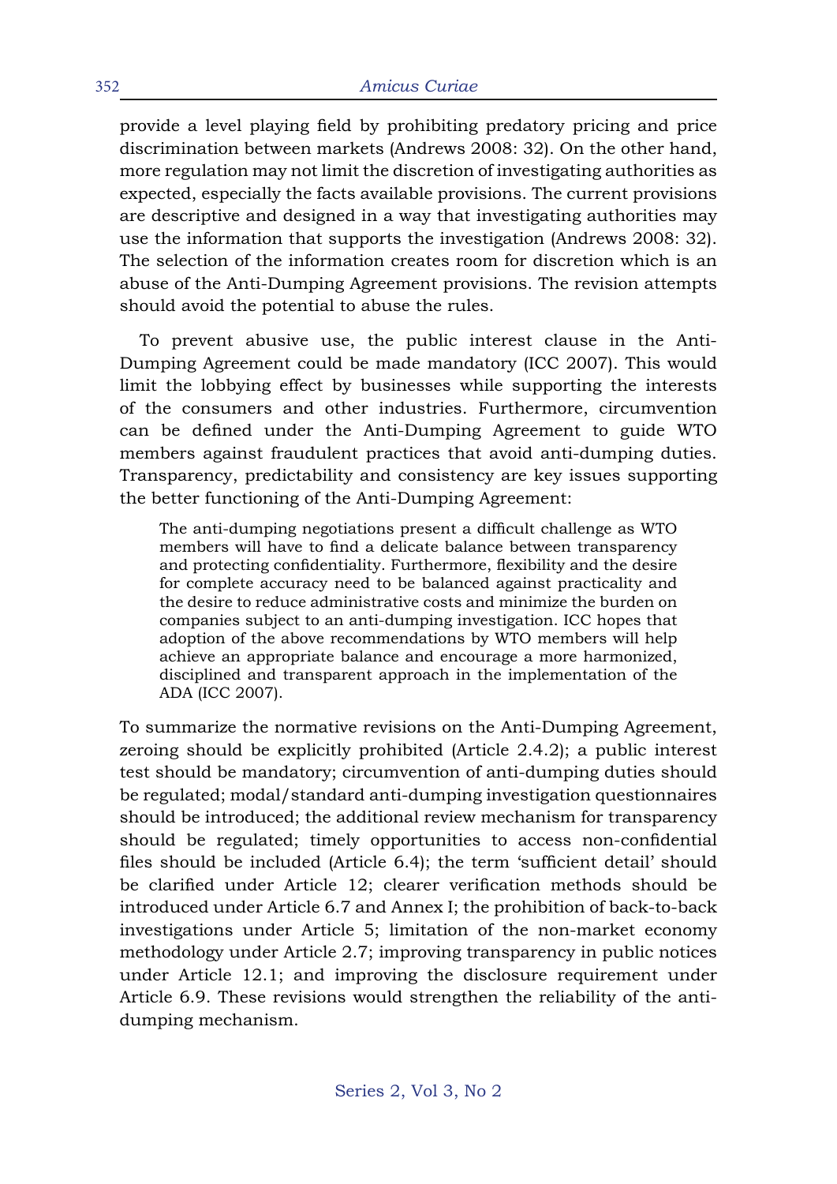provide a level playing field by prohibiting predatory pricing and price discrimination between markets (Andrews 2008: 32). On the other hand, more regulation may not limit the discretion of investigating authorities as expected, especially the facts available provisions. The current provisions are descriptive and designed in a way that investigating authorities may use the information that supports the investigation (Andrews 2008: 32). The selection of the information creates room for discretion which is an abuse of the Anti-Dumping Agreement provisions. The revision attempts should avoid the potential to abuse the rules.

To prevent abusive use, the public interest clause in the Anti-Dumping Agreement could be made mandatory (ICC 2007). This would limit the lobbying effect by businesses while supporting the interests of the consumers and other industries. Furthermore, circumvention can be defined under the Anti-Dumping Agreement to guide WTO members against fraudulent practices that avoid anti-dumping duties. Transparency, predictability and consistency are key issues supporting the better functioning of the Anti-Dumping Agreement:

> The anti-dumping negotiations present a difficult challenge as WTO members will have to find a delicate balance between transparency and protecting confidentiality. Furthermore, flexibility and the desire for complete accuracy need to be balanced against practicality and the desire to reduce administrative costs and minimize the burden on companies subject to an anti-dumping investigation. ICC hopes that adoption of the above recommendations by WTO members will help achieve an appropriate balance and encourage a more harmonized, disciplined and transparent approach in the implementation of the ADA (ICC 2007).

To summarize the normative revisions on the Anti-Dumping Agreement, zeroing should be explicitly prohibited (Article 2.4.2); a public interest test should be mandatory; circumvention of anti-dumping duties should be regulated; modal/standard anti-dumping investigation questionnaires should be introduced; the additional review mechanism for transparency should be regulated; timely opportunities to access non-confidential files should be included (Article 6.4); the term 'sufficient detail' should be clarified under Article 12; clearer verification methods should be introduced under Article 6.7 and Annex I; the prohibition of back-to-back investigations under Article 5; limitation of the non-market economy methodology under Article 2.7; improving transparency in public notices under Article 12.1; and improving the disclosure requirement under Article 6.9. These revisions would strengthen the reliability of the anti-dumping mechanism.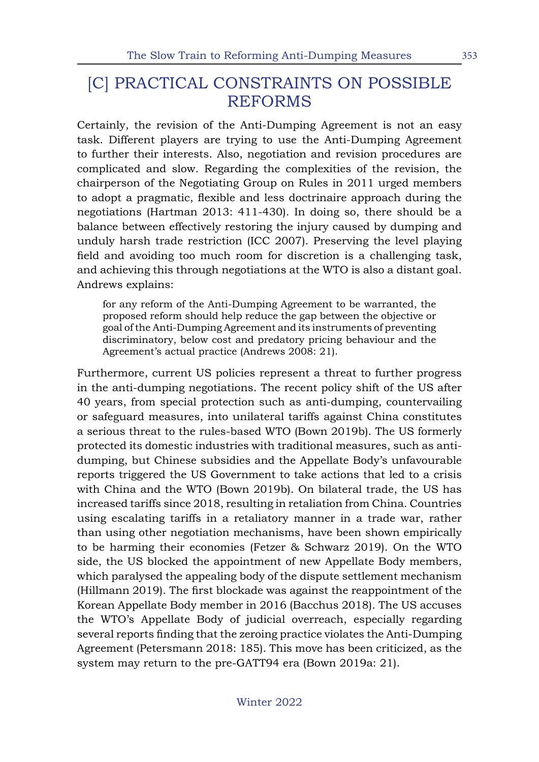## [C] PRACTICAL CONSTRAINTS ON POSSIBLE REFORMS

Certainly, the revision of the Anti-Dumping Agreement is not an easy task. Different players are trying to use the Anti-Dumping Agreement to further their interests. Also, negotiation and revision procedures are complicated and slow. Regarding the complexities of the revision, the chairperson of the Negotiating Group on Rules in 2011 urged members to adopt a pragmatic, flexible and less doctrinaire approach during the negotiations (Hartman 2013: 411-430). In doing so, there should be a balance between effectively restoring the injury caused by dumping and unduly harsh trade restriction (ICC 2007). Preserving the level playing field and avoiding too much room for discretion is a challenging task, and achieving this through negotiations at the WTO is also a distant goal. Andrews explains:

> for any reform of the Anti-Dumping Agreement to be warranted, the proposed reform should help reduce the gap between the objective or goal of the Anti-Dumping Agreement and its instruments of preventing discriminatory, below cost and predatory pricing behaviour and the Agreement's actual practice (Andrews 2008: 21).

Furthermore, current US policies represent a threat to further progress in the anti-dumping negotiations. The recent policy shift of the US after 40 years, from special protection such as anti-dumping, countervailing or safeguard measures, into unilateral tariffs against China constitutes a serious threat to the rules-based WTO (Bown 2019b). The US formerly protected its domestic industries with traditional measures, such as anti-dumping, but Chinese subsidies and the Appellate Body's unfavourable reports triggered the US Government to take actions that led to a crisis with China and the WTO (Bown 2019b). On bilateral trade, the US has increased tariffs since 2018, resulting in retaliation from China. Countries using escalating tariffs in a retaliatory manner in a trade war, rather than using other negotiation mechanisms, have been shown empirically to be harming their economies (Fetzer & Schwarz 2019). On the WTO side, the US blocked the appointment of new Appellate Body members, which paralysed the appealing body of the dispute settlement mechanism (Hillmann 2019). The first blockade was against the reappointment of the Korean Appellate Body member in 2016 (Bacchus 2018). The US accuses the WTO's Appellate Body of judicial overreach, especially regarding several reports finding that the zeroing practice violates the Anti-Dumping Agreement (Petersmann 2018: 185). This move has been criticized, as the system may return to the pre-GATT94 era (Bown 2019a: 21).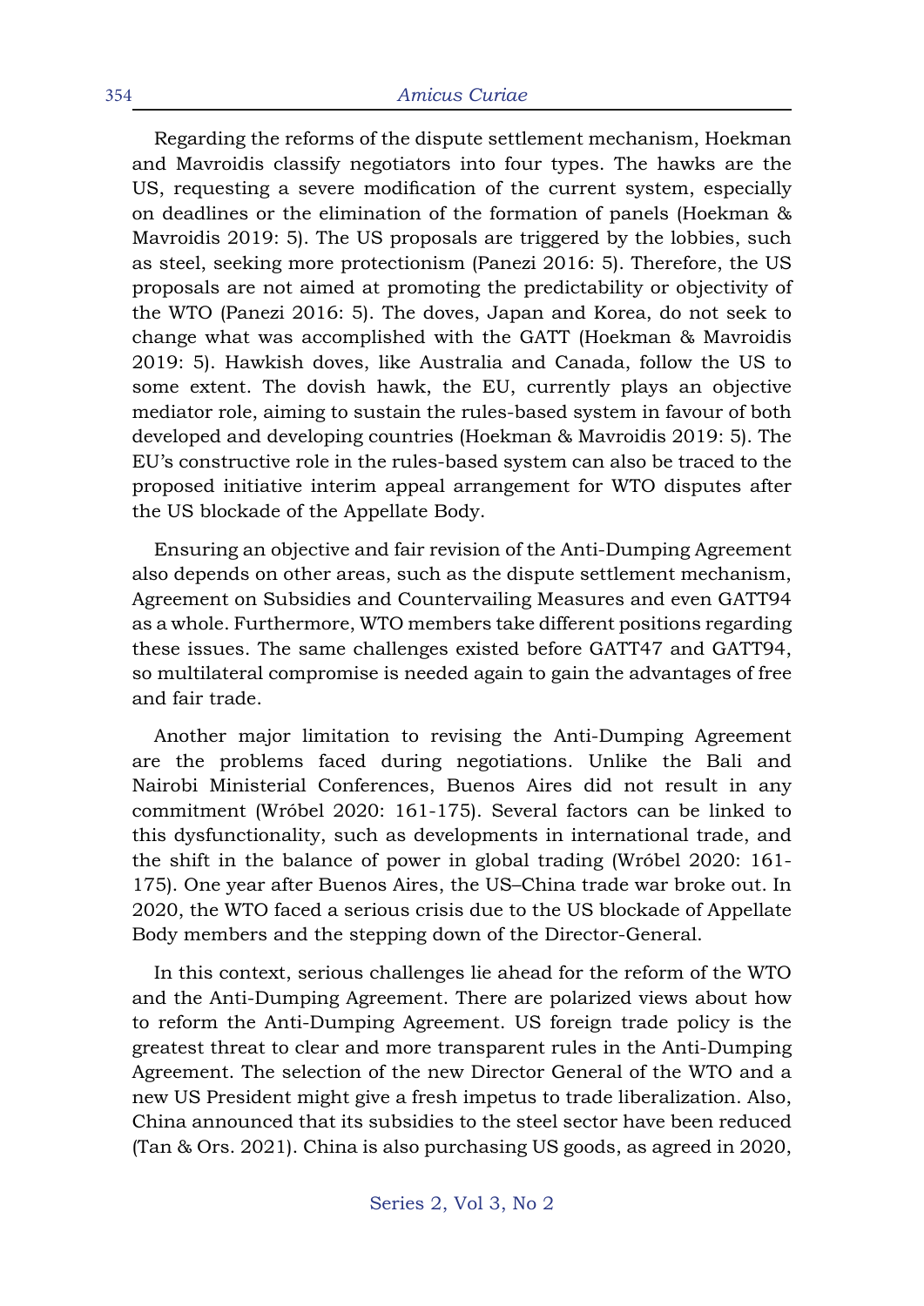Regarding the reforms of the dispute settlement mechanism, Hoekman and Mavroidis classify negotiators into four types. The hawks are the US, requesting a severe modification of the current system, especially on deadlines or the elimination of the formation of panels (Hoekman & Mavroidis 2019: 5). The US proposals are triggered by the lobbies, such as steel, seeking more protectionism (Panezi 2016: 5). Therefore, the US proposals are not aimed at promoting the predictability or objectivity of the WTO (Panezi 2016: 5). The doves, Japan and Korea, do not seek to change what was accomplished with the GATT (Hoekman & Mavroidis 2019: 5). Hawkish doves, like Australia and Canada, follow the US to some extent. The dovish hawk, the EU, currently plays an objective mediator role, aiming to sustain the rules-based system in favour of both developed and developing countries (Hoekman & Mavroidis 2019: 5). The EU's constructive role in the rules-based system can also be traced to the proposed initiative interim appeal arrangement for WTO disputes after the US blockade of the Appellate Body.

Ensuring an objective and fair revision of the Anti-Dumping Agreement also depends on other areas, such as the dispute settlement mechanism, Agreement on Subsidies and Countervailing Measures and even GATT94 as a whole. Furthermore, WTO members take different positions regarding these issues. The same challenges existed before GATT47 and GATT94, so multilateral compromise is needed again to gain the advantages of free and fair trade.

Another major limitation to revising the Anti-Dumping Agreement are the problems faced during negotiations. Unlike the Bali and Nairobi Ministerial Conferences, Buenos Aires did not result in any commitment (Wróbel 2020: 161-175). Several factors can be linked to this dysfunctionality, such as developments in international trade, and the shift in the balance of power in global trading (Wróbel 2020: 161-175). One year after Buenos Aires, the US–China trade war broke out. In 2020, the WTO faced a serious crisis due to the US blockade of Appellate Body members and the stepping down of the Director-General.

In this context, serious challenges lie ahead for the reform of the WTO and the Anti-Dumping Agreement. There are polarized views about how to reform the Anti-Dumping Agreement. US foreign trade policy is the greatest threat to clear and more transparent rules in the Anti-Dumping Agreement. The selection of the new Director General of the WTO and a new US President might give a fresh impetus to trade liberalization. Also, China announced that its subsidies to the steel sector have been reduced (Tan & Ors. 2021). China is also purchasing US goods, as agreed in 2020,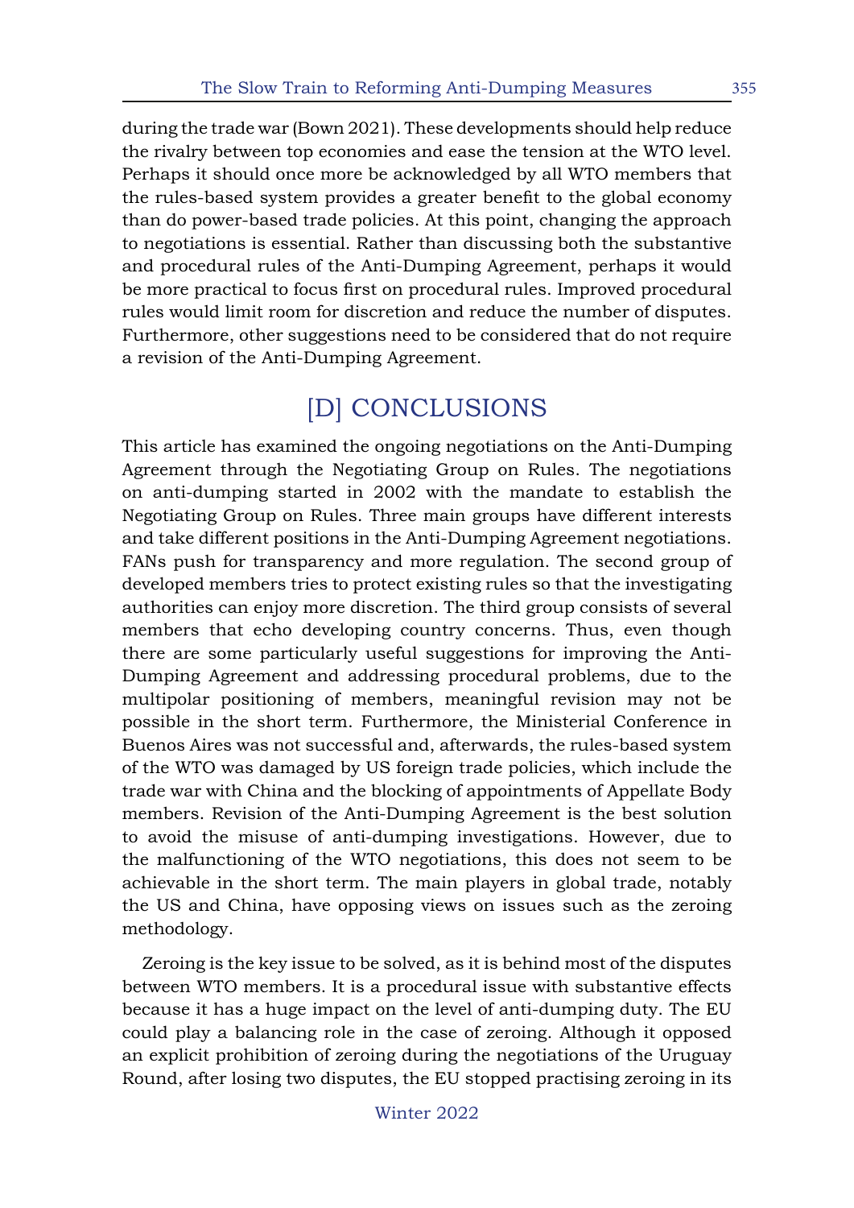during the trade war (Bown 2021). These developments should help reduce the rivalry between top economies and ease the tension at the WTO level. Perhaps it should once more be acknowledged by all WTO members that the rules-based system provides a greater benefit to the global economy than do power-based trade policies. At this point, changing the approach to negotiations is essential. Rather than discussing both the substantive and procedural rules of the Anti-Dumping Agreement, perhaps it would be more practical to focus first on procedural rules. Improved procedural rules would limit room for discretion and reduce the number of disputes. Furthermore, other suggestions need to be considered that do not require a revision of the Anti-Dumping Agreement.

## [D] CONCLUSIONS

This article has examined the ongoing negotiations on the Anti-Dumping Agreement through the Negotiating Group on Rules. The negotiations on anti-dumping started in 2002 with the mandate to establish the Negotiating Group on Rules. Three main groups have different interests and take different positions in the Anti-Dumping Agreement negotiations. FANs push for transparency and more regulation. The second group of developed members tries to protect existing rules so that the investigating authorities can enjoy more discretion. The third group consists of several members that echo developing country concerns. Thus, even though there are some particularly useful suggestions for improving the Anti-Dumping Agreement and addressing procedural problems, due to the multipolar positioning of members, meaningful revision may not be possible in the short term. Furthermore, the Ministerial Conference in Buenos Aires was not successful and, afterwards, the rules-based system of the WTO was damaged by US foreign trade policies, which include the trade war with China and the blocking of appointments of Appellate Body members. Revision of the Anti-Dumping Agreement is the best solution to avoid the misuse of anti-dumping investigations. However, due to the malfunctioning of the WTO negotiations, this does not seem to be achievable in the short term. The main players in global trade, notably the US and China, have opposing views on issues such as the zeroing methodology.

Zeroing is the key issue to be solved, as it is behind most of the disputes between WTO members. It is a procedural issue with substantive effects because it has a huge impact on the level of anti-dumping duty. The EU could play a balancing role in the case of zeroing. Although it opposed an explicit prohibition of zeroing during the negotiations of the Uruguay Round, after losing two disputes, the EU stopped practising zeroing in its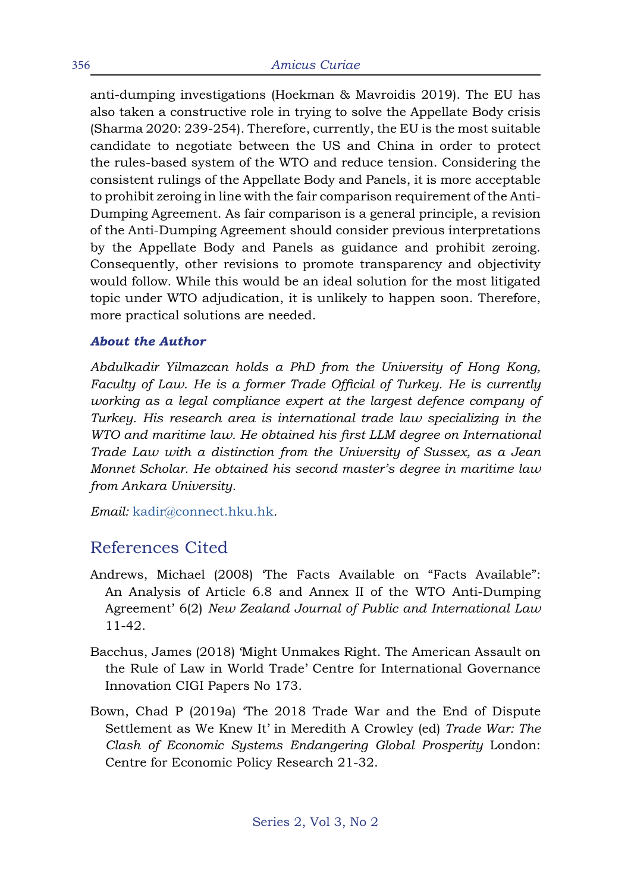anti-dumping investigations (Hoekman & Mavroidis 2019). The EU has also taken a constructive role in trying to solve the Appellate Body crisis (Sharma 2020: 239-254). Therefore, currently, the EU is the most suitable candidate to negotiate between the US and China in order to protect the rules-based system of the WTO and reduce tension. Considering the consistent rulings of the Appellate Body and Panels, it is more acceptable to prohibit zeroing in line with the fair comparison requirement of the Anti-Dumping Agreement. As fair comparison is a general principle, a revision of the Anti-Dumping Agreement should consider previous interpretations by the Appellate Body and Panels as guidance and prohibit zeroing. Consequently, other revisions to promote transparency and objectivity would follow. While this would be an ideal solution for the most litigated topic under WTO adjudication, it is unlikely to happen soon. Therefore, more practical solutions are needed.

### *About the Author*

*Abdulkadir Yilmazcan holds a PhD from the University of Hong Kong, Faculty of Law. He is a former Trade Official of Turkey. He is currently working as a legal compliance expert at the largest defence company of Turkey. His research area is international trade law specializing in the WTO and maritime law. He obtained his first LLM degree on International Trade Law with a distinction from the University of Sussex, as a Jean Monnet Scholar. He obtained his second master's degree in maritime law from Ankara University.*

*Email:* kadir@connect.hku.hk.

## References Cited

Andrews, Michael (2008) 'The Facts Available on "Facts Available": An Analysis of Article 6.8 and Annex II of the WTO Anti-Dumping Agreement' 6(2) *New Zealand Journal of Public and International Law* 11-42.

Bacchus, James (2018) 'Might Unmakes Right. The American Assault on the Rule of Law in World Trade' Centre for International Governance Innovation CIGI Papers No 173.

Bown, Chad P (2019a) 'The 2018 Trade War and the End of Dispute Settlement as We Knew It' in Meredith A Crowley (ed) *Trade War: The Clash of Economic Systems Endangering Global Prosperity* London: Centre for Economic Policy Research 21-32.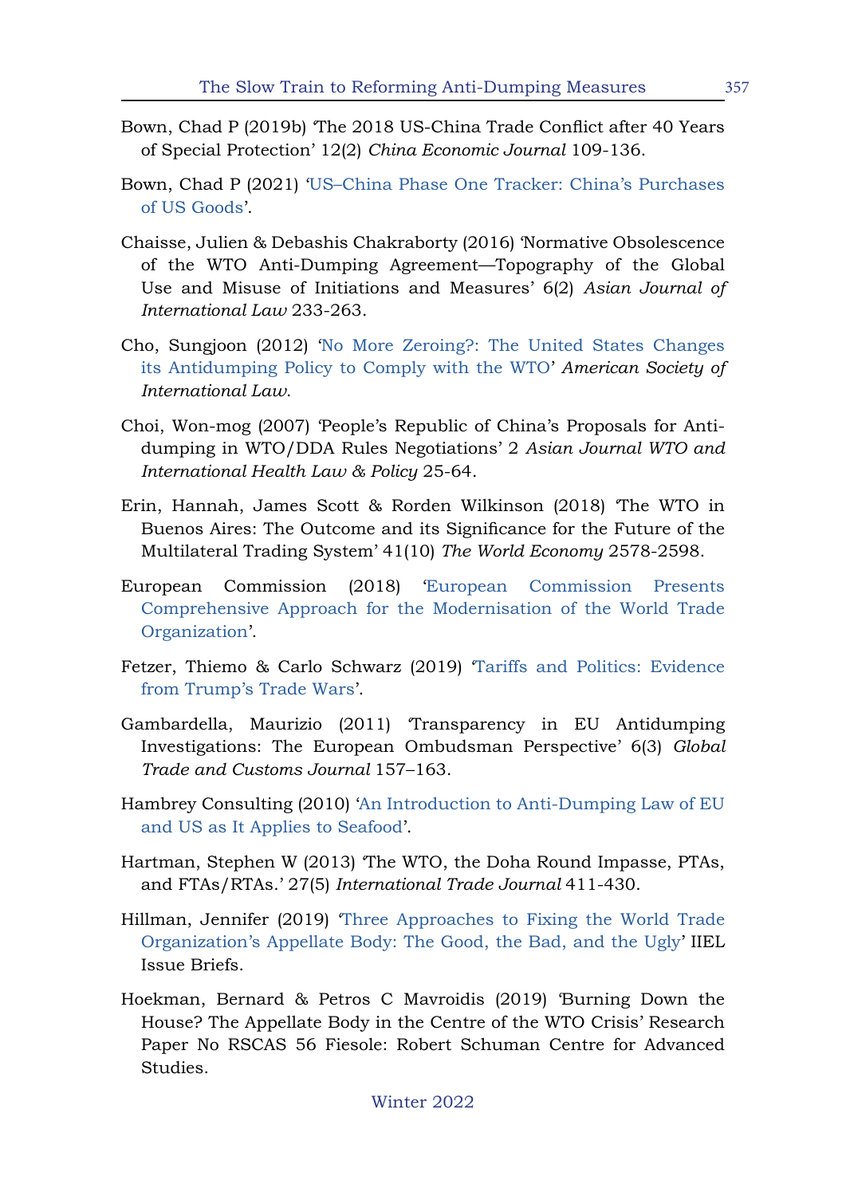Bown, Chad P (2019b) 'The 2018 US-China Trade Conflict after 40 Years of Special Protection' 12(2) *China Economic Journal* 109-136.

Bown, Chad P (2021) 'US–China Phase One Tracker: China's Purchases of US Goods'.

Chaisse, Julien & Debashis Chakraborty (2016) 'Normative Obsolescence of the WTO Anti-Dumping Agreement—Topography of the Global Use and Misuse of Initiations and Measures' 6(2) *Asian Journal of International Law* 233-263.

Cho, Sungjoon (2012) 'No More Zeroing?: The United States Changes its Antidumping Policy to Comply with the WTO' *American Society of International Law*.

Choi, Won-mog (2007) 'People's Republic of China's Proposals for Anti-dumping in WTO/DDA Rules Negotiations' 2 *Asian Journal WTO and International Health Law & Policy* 25-64.

Erin, Hannah, James Scott & Rorden Wilkinson (2018) 'The WTO in Buenos Aires: The Outcome and its Significance for the Future of the Multilateral Trading System' 41(10) *The World Economy* 2578-2598.

European Commission (2018) 'European Commission Presents Comprehensive Approach for the Modernisation of the World Trade Organization'.

Fetzer, Thiemo & Carlo Schwarz (2019) 'Tariffs and Politics: Evidence from Trump's Trade Wars'.

Gambardella, Maurizio (2011) 'Transparency in EU Antidumping Investigations: The European Ombudsman Perspective' 6(3) *Global Trade and Customs Journal* 157–163.

Hambrey Consulting (2010) 'An Introduction to Anti-Dumping Law of EU and US as It Applies to Seafood'.

Hartman, Stephen W (2013) 'The WTO, the Doha Round Impasse, PTAs, and FTAs/RTAs.' 27(5) *International Trade Journal* 411-430.

Hillman, Jennifer (2019) 'Three Approaches to Fixing the World Trade Organization's Appellate Body: The Good, the Bad, and the Ugly' IIEL Issue Briefs.

Hoekman, Bernard & Petros C Mavroidis (2019) 'Burning Down the House? The Appellate Body in the Centre of the WTO Crisis' Research Paper No RSCAS 56 Fiesole: Robert Schuman Centre for Advanced Studies.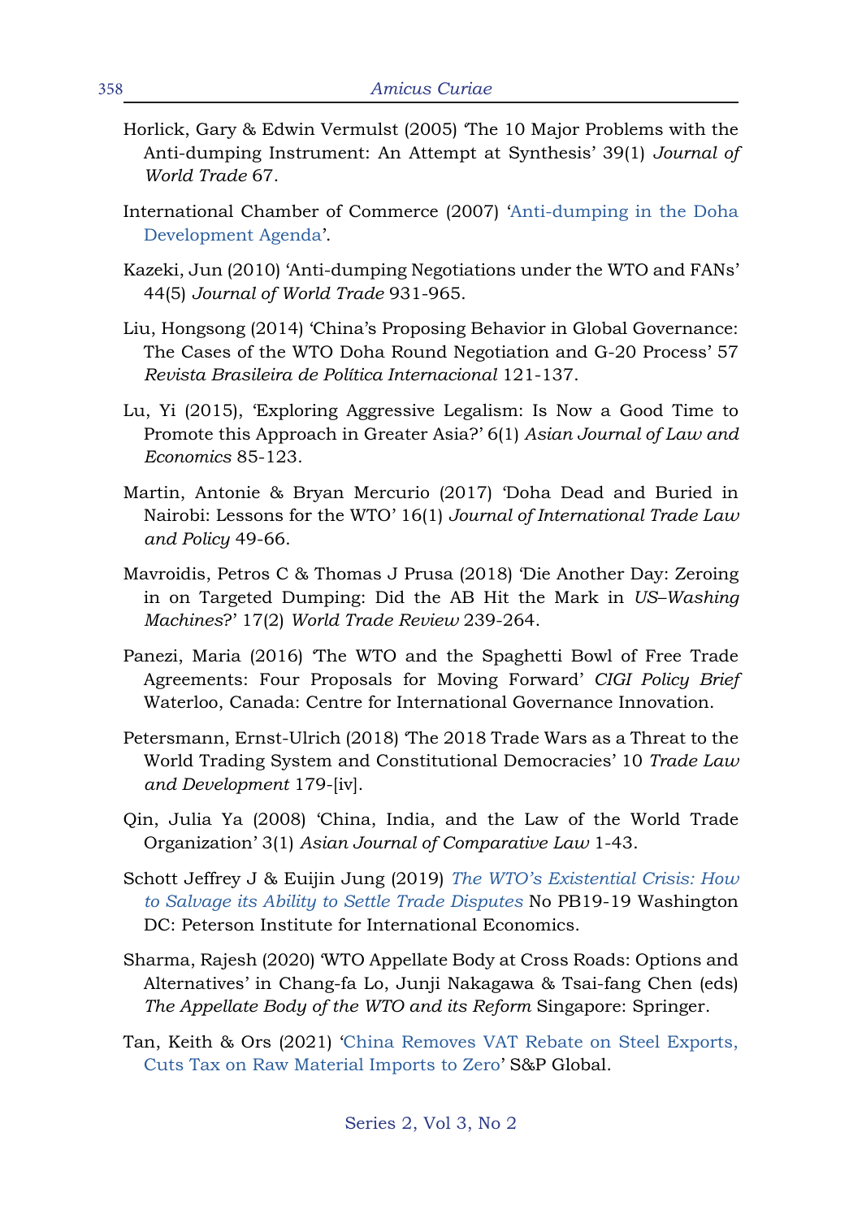Horlick, Gary & Edwin Vermulst (2005) 'The 10 Major Problems with the Anti-dumping Instrument: An Attempt at Synthesis' 39(1) *Journal of World Trade* 67.

International Chamber of Commerce (2007) 'Anti-dumping in the Doha Development Agenda'.

Kazeki, Jun (2010) 'Anti-dumping Negotiations under the WTO and FANs' 44(5) *Journal of World Trade* 931-965.

Liu, Hongsong (2014) 'China's Proposing Behavior in Global Governance: The Cases of the WTO Doha Round Negotiation and G-20 Process' 57 *Revista Brasileira de Política Internacional* 121-137.

Lu, Yi (2015), 'Exploring Aggressive Legalism: Is Now a Good Time to Promote this Approach in Greater Asia?' 6(1) *Asian Journal of Law and Economics* 85-123.

Martin, Antonie & Bryan Mercurio (2017) 'Doha Dead and Buried in Nairobi: Lessons for the WTO' 16(1) *Journal of International Trade Law and Policy* 49-66.

Mavroidis, Petros C & Thomas J Prusa (2018) 'Die Another Day: Zeroing in on Targeted Dumping: Did the AB Hit the Mark in *US–Washing Machines*?' 17(2) *World Trade Review* 239-264.

Panezi, Maria (2016) 'The WTO and the Spaghetti Bowl of Free Trade Agreements: Four Proposals for Moving Forward' *CIGI Policy Brief* Waterloo, Canada: Centre for International Governance Innovation.

Petersmann, Ernst-Ulrich (2018) 'The 2018 Trade Wars as a Threat to the World Trading System and Constitutional Democracies' 10 *Trade Law and Development* 179-[iv].

Qin, Julia Ya (2008) 'China, India, and the Law of the World Trade Organization' 3(1) *Asian Journal of Comparative Law* 1-43.

Schott Jeffrey J & Euijin Jung (2019) *The WTO's Existential Crisis: How to Salvage its Ability to Settle Trade Disputes* No PB19-19 Washington DC: Peterson Institute for International Economics.

Sharma, Rajesh (2020) 'WTO Appellate Body at Cross Roads: Options and Alternatives' in Chang-fa Lo, Junji Nakagawa & Tsai-fang Chen (eds) *The Appellate Body of the WTO and its Reform* Singapore: Springer.

Tan, Keith & Ors (2021) 'China Removes VAT Rebate on Steel Exports, Cuts Tax on Raw Material Imports to Zero' S&P Global.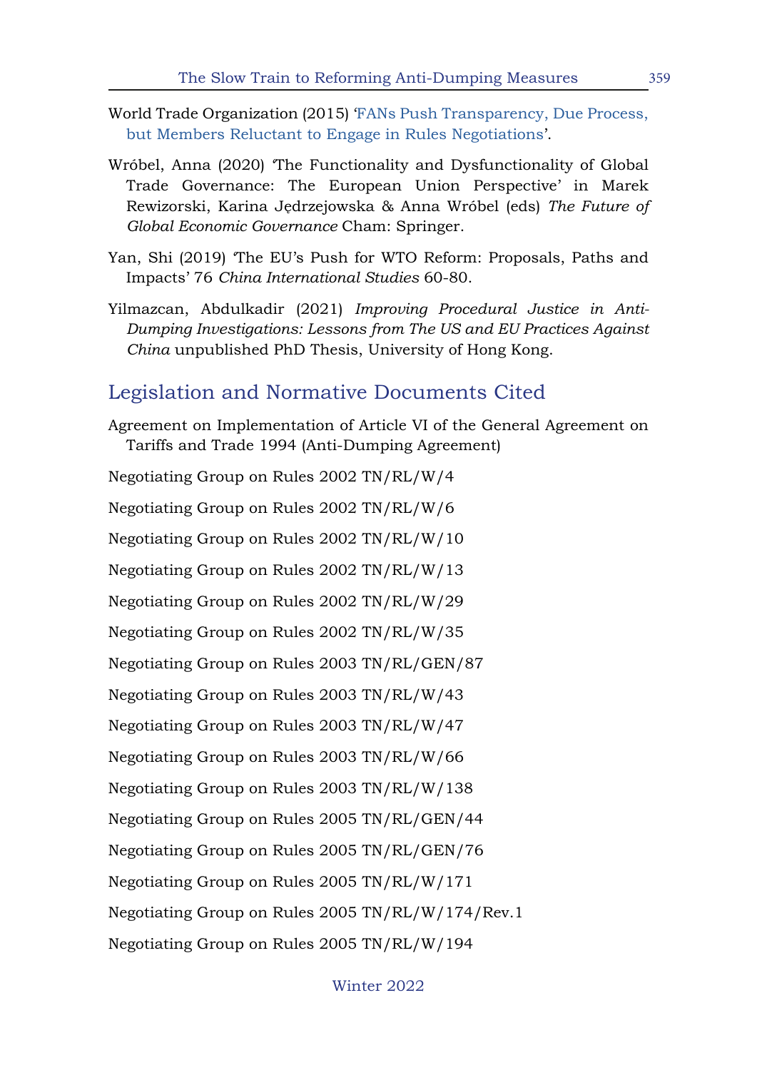World Trade Organization (2015) ‘FANs Push Transparency, Due Process, but Members Reluctant to Engage in Rules Negotiations’.

Wróbel, Anna (2020) ‘The Functionality and Dysfunctionality of Global Trade Governance: The European Union Perspective’ in Marek Rewizorski, Karina Jędrzejowska & Anna Wróbel (eds) *The Future of Global Economic Governance* Cham: Springer.

Yan, Shi (2019) ‘The EU’s Push for WTO Reform: Proposals, Paths and Impacts’ 76 *China International Studies* 60-80.

Yilmazcan, Abdulkadir (2021) *Improving Procedural Justice in Anti-Dumping Investigations: Lessons from The US and EU Practices Against China* unpublished PhD Thesis, University of Hong Kong.

## Legislation and Normative Documents Cited

Agreement on Implementation of Article VI of the General Agreement on Tariffs and Trade 1994 (Anti-Dumping Agreement)

Negotiating Group on Rules 2002 TN/RL/W/4

Negotiating Group on Rules 2002 TN/RL/W/6

Negotiating Group on Rules 2002 TN/RL/W/10

Negotiating Group on Rules 2002 TN/RL/W/13

Negotiating Group on Rules 2002 TN/RL/W/29

Negotiating Group on Rules 2002 TN/RL/W/35

Negotiating Group on Rules 2003 TN/RL/GEN/87

Negotiating Group on Rules 2003 TN/RL/W/43

Negotiating Group on Rules 2003 TN/RL/W/47

Negotiating Group on Rules 2003 TN/RL/W/66

Negotiating Group on Rules 2003 TN/RL/W/138

Negotiating Group on Rules 2005 TN/RL/GEN/44

Negotiating Group on Rules 2005 TN/RL/GEN/76

Negotiating Group on Rules 2005 TN/RL/W/171

Negotiating Group on Rules 2005 TN/RL/W/174/Rev.1

Negotiating Group on Rules 2005 TN/RL/W/194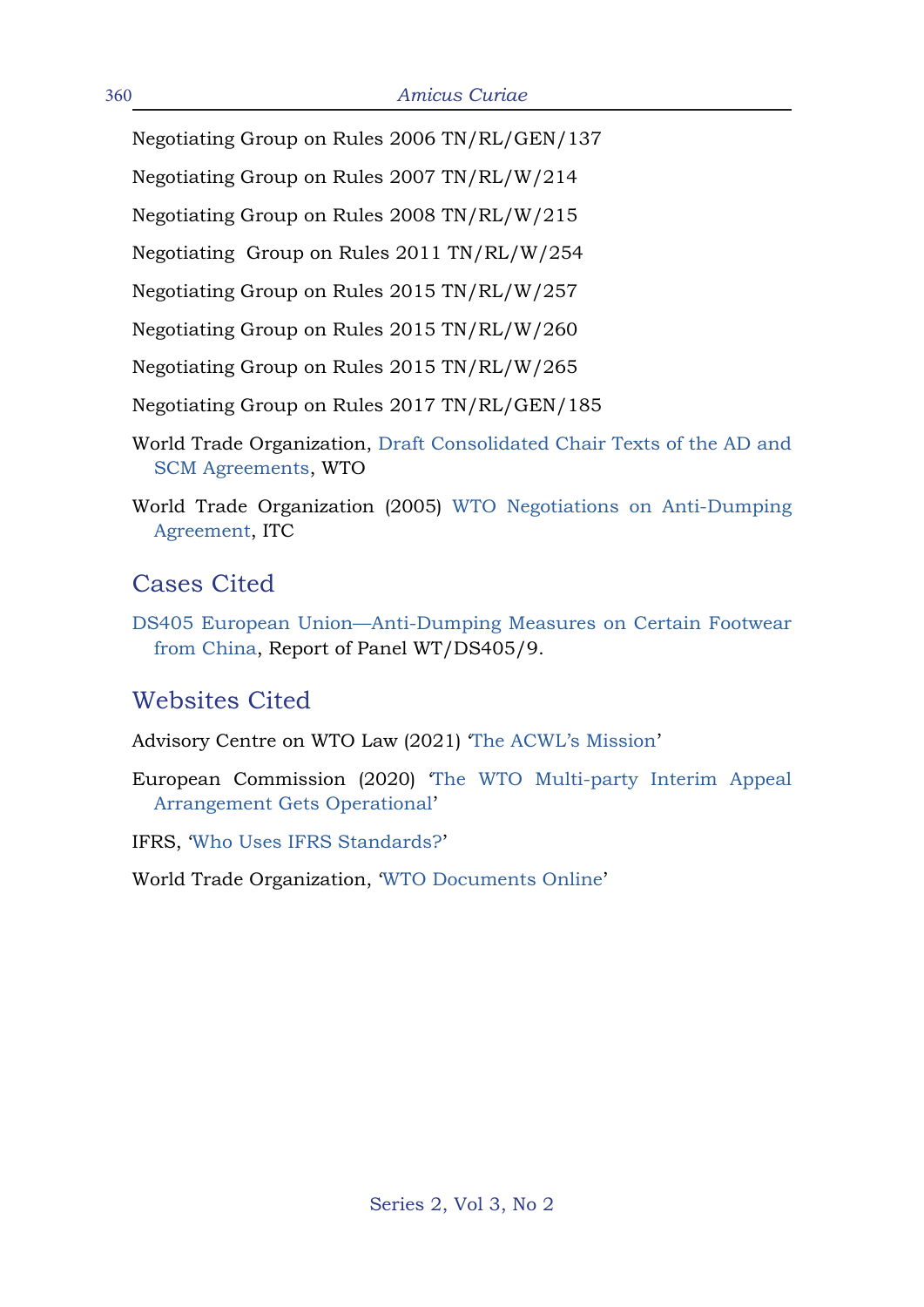Negotiating Group on Rules 2006 TN/RL/GEN/137

Negotiating Group on Rules 2007 TN/RL/W/214

Negotiating Group on Rules 2008 TN/RL/W/215

Negotiating Group on Rules 2011 TN/RL/W/254

Negotiating Group on Rules 2015 TN/RL/W/257

Negotiating Group on Rules 2015 TN/RL/W/260

Negotiating Group on Rules 2015 TN/RL/W/265

Negotiating Group on Rules 2017 TN/RL/GEN/185

World Trade Organization, Draft Consolidated Chair Texts of the AD and SCM Agreements, WTO

World Trade Organization (2005) WTO Negotiations on Anti-Dumping Agreement, ITC

## Cases Cited

DS405 European Union—Anti-Dumping Measures on Certain Footwear from China, Report of Panel WT/DS405/9.

## Websites Cited

Advisory Centre on WTO Law (2021) 'The ACWL's Mission'

European Commission (2020) 'The WTO Multi-party Interim Appeal Arrangement Gets Operational'

IFRS, 'Who Uses IFRS Standards?'

World Trade Organization, 'WTO Documents Online'